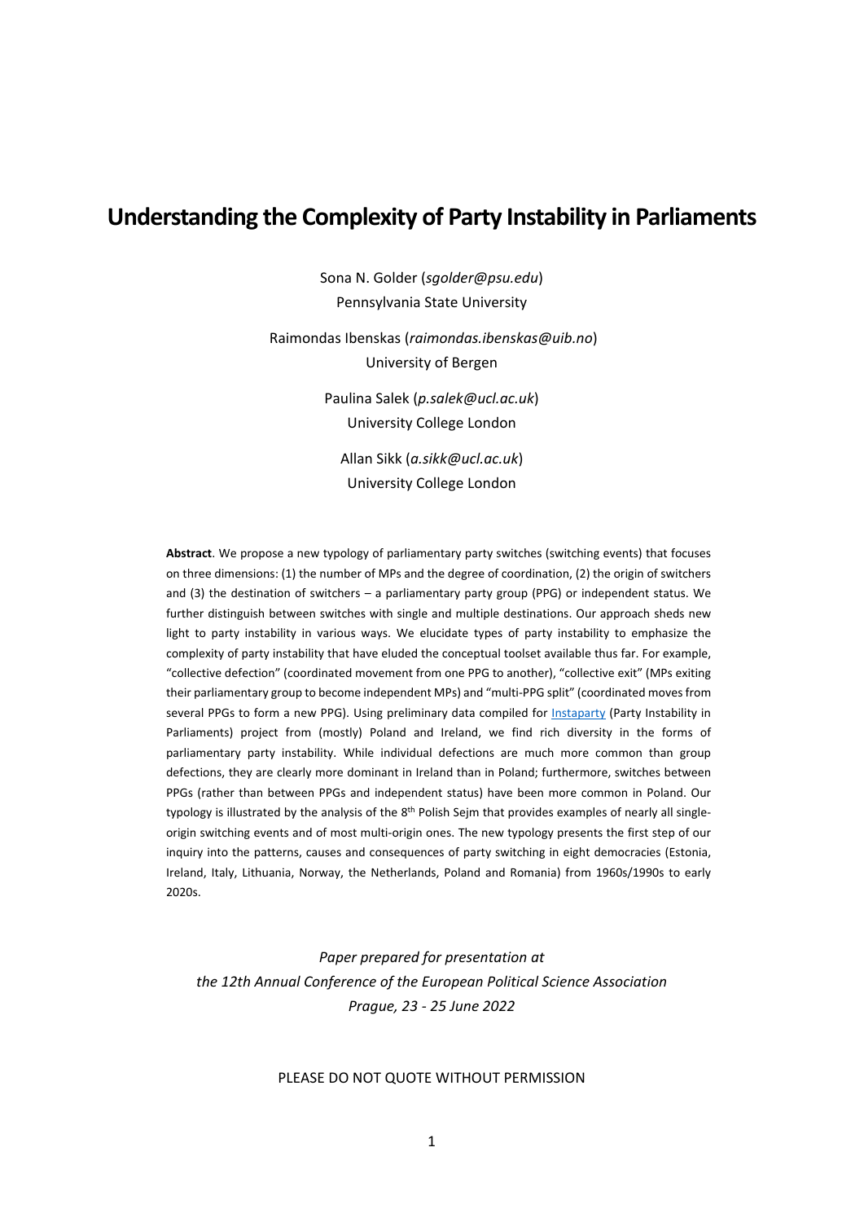# Understanding the Complexity of Party Instability in Parliaments

Sona N. Golder (*sgolder@psu.edu*)
Pennsylvania State University

Raimondas Ibenskas (*raimondas.ibenskas@uib.no*)
University of Bergen

Paulina Salek (*p.salek@ucl.ac.uk*)
University College London

Allan Sikk (*a.sikk@ucl.ac.uk*)
University College London

**Abstract**. We propose a new typology of parliamentary party switches (switching events) that focuses on three dimensions: (1) the number of MPs and the degree of coordination, (2) the origin of switchers and (3) the destination of switchers – a parliamentary party group (PPG) or independent status. We further distinguish between switches with single and multiple destinations. Our approach sheds new light to party instability in various ways. We elucidate types of party instability to emphasize the complexity of party instability that have eluded the conceptual toolset available thus far. For example, "collective defection" (coordinated movement from one PPG to another), "collective exit" (MPs exiting their parliamentary group to become independent MPs) and "multi-PPG split" (coordinated moves from several PPGs to form a new PPG). Using preliminary data compiled for Instaparty (Party Instability in Parliaments) project from (mostly) Poland and Ireland, we find rich diversity in the forms of parliamentary party instability. While individual defections are much more common than group defections, they are clearly more dominant in Ireland than in Poland; furthermore, switches between PPGs (rather than between PPGs and independent status) have been more common in Poland. Our typology is illustrated by the analysis of the 8th Polish Sejm that provides examples of nearly all single-origin switching events and of most multi-origin ones. The new typology presents the first step of our inquiry into the patterns, causes and consequences of party switching in eight democracies (Estonia, Ireland, Italy, Lithuania, Norway, the Netherlands, Poland and Romania) from 1960s/1990s to early 2020s.

*Paper prepared for presentation at*
*the 12th Annual Conference of the European Political Science Association*
*Prague, 23 - 25 June 2022*

PLEASE DO NOT QUOTE WITHOUT PERMISSION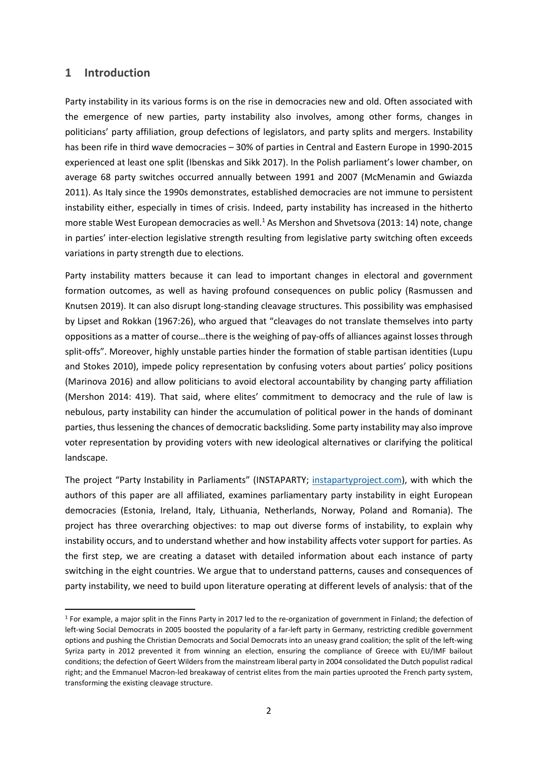## 1 Introduction

Party instability in its various forms is on the rise in democracies new and old. Often associated with the emergence of new parties, party instability also involves, among other forms, changes in politicians' party affiliation, group defections of legislators, and party splits and mergers. Instability has been rife in third wave democracies – 30% of parties in Central and Eastern Europe in 1990-2015 experienced at least one split (Ibenskas and Sikk 2017). In the Polish parliament's lower chamber, on average 68 party switches occurred annually between 1991 and 2007 (McMenamin and Gwiazda 2011). As Italy since the 1990s demonstrates, established democracies are not immune to persistent instability either, especially in times of crisis. Indeed, party instability has increased in the hitherto more stable West European democracies as well.[1] As Mershon and Shvetsova (2013: 14) note, change in parties' inter-election legislative strength resulting from legislative party switching often exceeds variations in party strength due to elections.

Party instability matters because it can lead to important changes in electoral and government formation outcomes, as well as having profound consequences on public policy (Rasmussen and Knutsen 2019). It can also disrupt long-standing cleavage structures. This possibility was emphasised by Lipset and Rokkan (1967:26), who argued that "cleavages do not translate themselves into party oppositions as a matter of course…there is the weighing of pay-offs of alliances against losses through split-offs". Moreover, highly unstable parties hinder the formation of stable partisan identities (Lupu and Stokes 2010), impede policy representation by confusing voters about parties' policy positions (Marinova 2016) and allow politicians to avoid electoral accountability by changing party affiliation (Mershon 2014: 419). That said, where elites' commitment to democracy and the rule of law is nebulous, party instability can hinder the accumulation of political power in the hands of dominant parties, thus lessening the chances of democratic backsliding. Some party instability may also improve voter representation by providing voters with new ideological alternatives or clarifying the political landscape.

The project "Party Instability in Parliaments" (INSTAPARTY; instapartyproject.com), with which the authors of this paper are all affiliated, examines parliamentary party instability in eight European democracies (Estonia, Ireland, Italy, Lithuania, Netherlands, Norway, Poland and Romania). The project has three overarching objectives: to map out diverse forms of instability, to explain why instability occurs, and to understand whether and how instability affects voter support for parties. As the first step, we are creating a dataset with detailed information about each instance of party switching in the eight countries. We argue that to understand patterns, causes and consequences of party instability, we need to build upon literature operating at different levels of analysis: that of the

[1] For example, a major split in the Finns Party in 2017 led to the re-organization of government in Finland; the defection of left-wing Social Democrats in 2005 boosted the popularity of a far-left party in Germany, restricting credible government options and pushing the Christian Democrats and Social Democrats into an uneasy grand coalition; the split of the left-wing Syriza party in 2012 prevented it from winning an election, ensuring the compliance of Greece with EU/IMF bailout conditions; the defection of Geert Wilders from the mainstream liberal party in 2004 consolidated the Dutch populist radical right; and the Emmanuel Macron-led breakaway of centrist elites from the main parties uprooted the French party system, transforming the existing cleavage structure.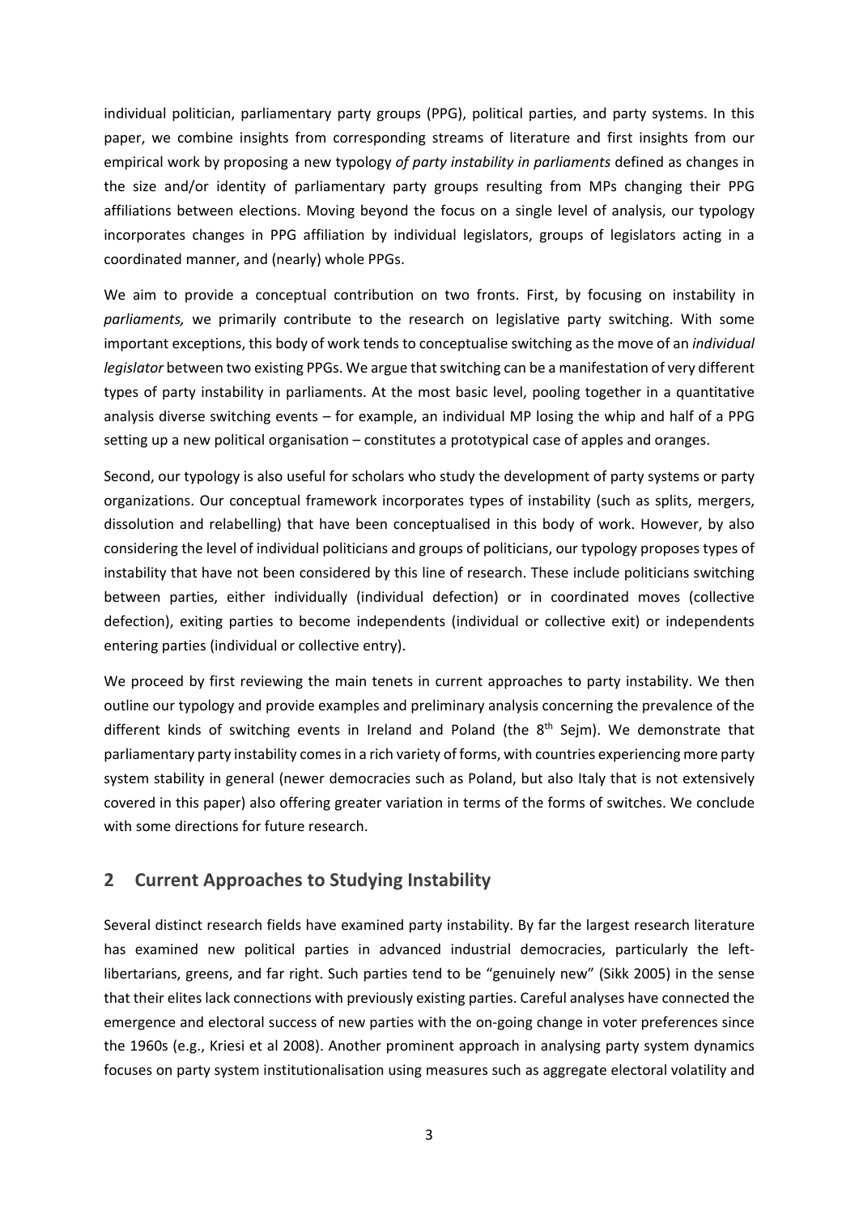individual politician, parliamentary party groups (PPG), political parties, and party systems. In this paper, we combine insights from corresponding streams of literature and first insights from our empirical work by proposing a new typology *of party instability in parliaments* defined as changes in the size and/or identity of parliamentary party groups resulting from MPs changing their PPG affiliations between elections. Moving beyond the focus on a single level of analysis, our typology incorporates changes in PPG affiliation by individual legislators, groups of legislators acting in a coordinated manner, and (nearly) whole PPGs.

We aim to provide a conceptual contribution on two fronts. First, by focusing on instability in *parliaments,* we primarily contribute to the research on legislative party switching. With some important exceptions, this body of work tends to conceptualise switching as the move of an *individual legislator* between two existing PPGs. We argue that switching can be a manifestation of very different types of party instability in parliaments. At the most basic level, pooling together in a quantitative analysis diverse switching events – for example, an individual MP losing the whip and half of a PPG setting up a new political organisation – constitutes a prototypical case of apples and oranges.

Second, our typology is also useful for scholars who study the development of party systems or party organizations. Our conceptual framework incorporates types of instability (such as splits, mergers, dissolution and relabelling) that have been conceptualised in this body of work. However, by also considering the level of individual politicians and groups of politicians, our typology proposes types of instability that have not been considered by this line of research. These include politicians switching between parties, either individually (individual defection) or in coordinated moves (collective defection), exiting parties to become independents (individual or collective exit) or independents entering parties (individual or collective entry).

We proceed by first reviewing the main tenets in current approaches to party instability. We then outline our typology and provide examples and preliminary analysis concerning the prevalence of the different kinds of switching events in Ireland and Poland (the 8th Sejm). We demonstrate that parliamentary party instability comes in a rich variety of forms, with countries experiencing more party system stability in general (newer democracies such as Poland, but also Italy that is not extensively covered in this paper) also offering greater variation in terms of the forms of switches. We conclude with some directions for future research.

## 2 Current Approaches to Studying Instability

Several distinct research fields have examined party instability. By far the largest research literature has examined new political parties in advanced industrial democracies, particularly the left-libertarians, greens, and far right. Such parties tend to be "genuinely new" (Sikk 2005) in the sense that their elites lack connections with previously existing parties. Careful analyses have connected the emergence and electoral success of new parties with the on-going change in voter preferences since the 1960s (e.g., Kriesi et al 2008). Another prominent approach in analysing party system dynamics focuses on party system institutionalisation using measures such as aggregate electoral volatility and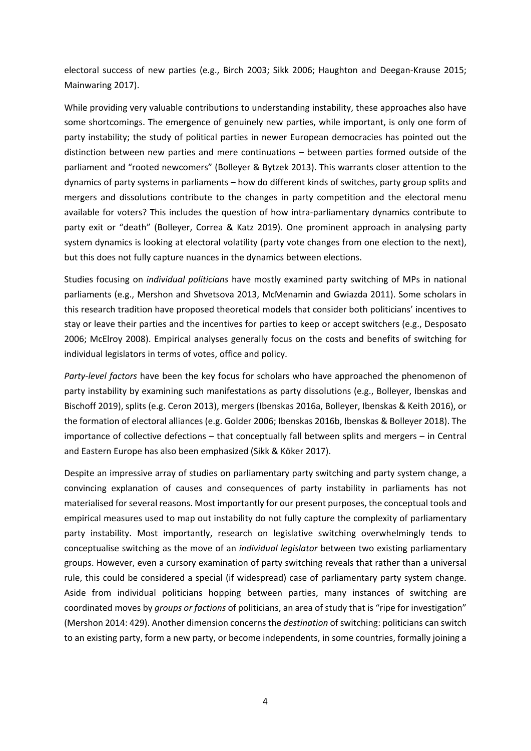electoral success of new parties (e.g., Birch 2003; Sikk 2006; Haughton and Deegan-Krause 2015; Mainwaring 2017).

While providing very valuable contributions to understanding instability, these approaches also have some shortcomings. The emergence of genuinely new parties, while important, is only one form of party instability; the study of political parties in newer European democracies has pointed out the distinction between new parties and mere continuations – between parties formed outside of the parliament and "rooted newcomers" (Bolleyer & Bytzek 2013). This warrants closer attention to the dynamics of party systems in parliaments – how do different kinds of switches, party group splits and mergers and dissolutions contribute to the changes in party competition and the electoral menu available for voters? This includes the question of how intra-parliamentary dynamics contribute to party exit or "death" (Bolleyer, Correa & Katz 2019). One prominent approach in analysing party system dynamics is looking at electoral volatility (party vote changes from one election to the next), but this does not fully capture nuances in the dynamics between elections.

Studies focusing on *individual politicians* have mostly examined party switching of MPs in national parliaments (e.g., Mershon and Shvetsova 2013, McMenamin and Gwiazda 2011). Some scholars in this research tradition have proposed theoretical models that consider both politicians' incentives to stay or leave their parties and the incentives for parties to keep or accept switchers (e.g., Desposato 2006; McElroy 2008). Empirical analyses generally focus on the costs and benefits of switching for individual legislators in terms of votes, office and policy.

*Party-level factors* have been the key focus for scholars who have approached the phenomenon of party instability by examining such manifestations as party dissolutions (e.g., Bolleyer, Ibenskas and Bischoff 2019), splits (e.g. Ceron 2013), mergers (Ibenskas 2016a, Bolleyer, Ibenskas & Keith 2016), or the formation of electoral alliances (e.g. Golder 2006; Ibenskas 2016b, Ibenskas & Bolleyer 2018). The importance of collective defections – that conceptually fall between splits and mergers – in Central and Eastern Europe has also been emphasized (Sikk & Köker 2017).

Despite an impressive array of studies on parliamentary party switching and party system change, a convincing explanation of causes and consequences of party instability in parliaments has not materialised for several reasons. Most importantly for our present purposes, the conceptual tools and empirical measures used to map out instability do not fully capture the complexity of parliamentary party instability. Most importantly, research on legislative switching overwhelmingly tends to conceptualise switching as the move of an *individual legislator* between two existing parliamentary groups. However, even a cursory examination of party switching reveals that rather than a universal rule, this could be considered a special (if widespread) case of parliamentary party system change. Aside from individual politicians hopping between parties, many instances of switching are coordinated moves by *groups or factions* of politicians, an area of study that is "ripe for investigation" (Mershon 2014: 429). Another dimension concerns the *destination* of switching: politicians can switch to an existing party, form a new party, or become independents, in some countries, formally joining a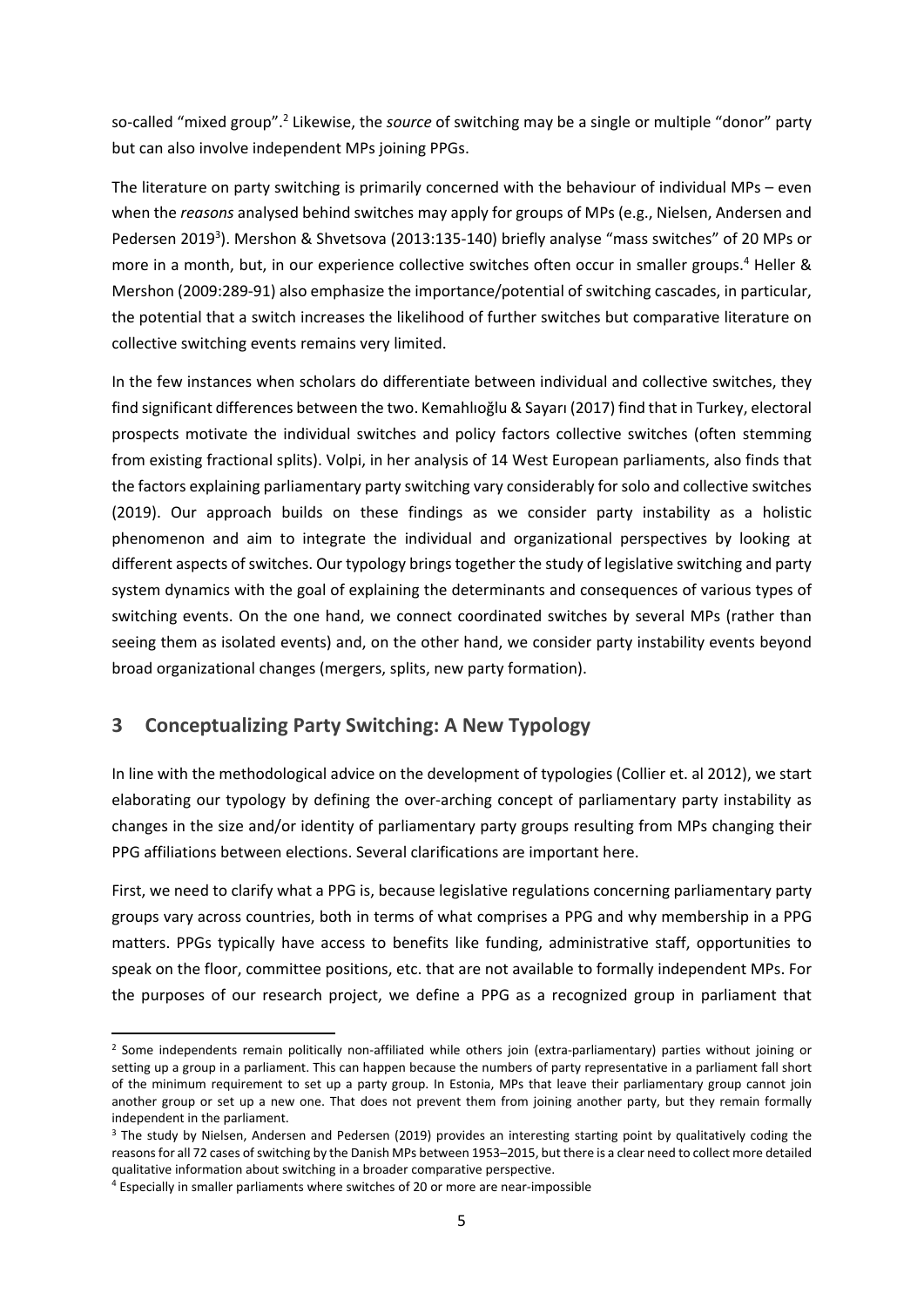so-called "mixed group".[2] Likewise, the *source* of switching may be a single or multiple "donor" party but can also involve independent MPs joining PPGs.

The literature on party switching is primarily concerned with the behaviour of individual MPs – even when the *reasons* analysed behind switches may apply for groups of MPs (e.g., Nielsen, Andersen and Pedersen 2019[3]). Mershon & Shvetsova (2013:135-140) briefly analyse "mass switches" of 20 MPs or more in a month, but, in our experience collective switches often occur in smaller groups.[4] Heller & Mershon (2009:289-91) also emphasize the importance/potential of switching cascades, in particular, the potential that a switch increases the likelihood of further switches but comparative literature on collective switching events remains very limited.

In the few instances when scholars do differentiate between individual and collective switches, they find significant differences between the two. Kemahlıoğlu & Sayarı (2017) find that in Turkey, electoral prospects motivate the individual switches and policy factors collective switches (often stemming from existing fractional splits). Volpi, in her analysis of 14 West European parliaments, also finds that the factors explaining parliamentary party switching vary considerably for solo and collective switches (2019). Our approach builds on these findings as we consider party instability as a holistic phenomenon and aim to integrate the individual and organizational perspectives by looking at different aspects of switches. Our typology brings together the study of legislative switching and party system dynamics with the goal of explaining the determinants and consequences of various types of switching events. On the one hand, we connect coordinated switches by several MPs (rather than seeing them as isolated events) and, on the other hand, we consider party instability events beyond broad organizational changes (mergers, splits, new party formation).

## 3 Conceptualizing Party Switching: A New Typology

In line with the methodological advice on the development of typologies (Collier et. al 2012), we start elaborating our typology by defining the over-arching concept of parliamentary party instability as changes in the size and/or identity of parliamentary party groups resulting from MPs changing their PPG affiliations between elections. Several clarifications are important here.

First, we need to clarify what a PPG is, because legislative regulations concerning parliamentary party groups vary across countries, both in terms of what comprises a PPG and why membership in a PPG matters. PPGs typically have access to benefits like funding, administrative staff, opportunities to speak on the floor, committee positions, etc. that are not available to formally independent MPs. For the purposes of our research project, we define a PPG as a recognized group in parliament that

---

[2] Some independents remain politically non-affiliated while others join (extra-parliamentary) parties without joining or setting up a group in a parliament. This can happen because the numbers of party representative in a parliament fall short of the minimum requirement to set up a party group. In Estonia, MPs that leave their parliamentary group cannot join another group or set up a new one. That does not prevent them from joining another party, but they remain formally independent in the parliament.

[3] The study by Nielsen, Andersen and Pedersen (2019) provides an interesting starting point by qualitatively coding the reasons for all 72 cases of switching by the Danish MPs between 1953–2015, but there is a clear need to collect more detailed qualitative information about switching in a broader comparative perspective.

[4] Especially in smaller parliaments where switches of 20 or more are near-impossible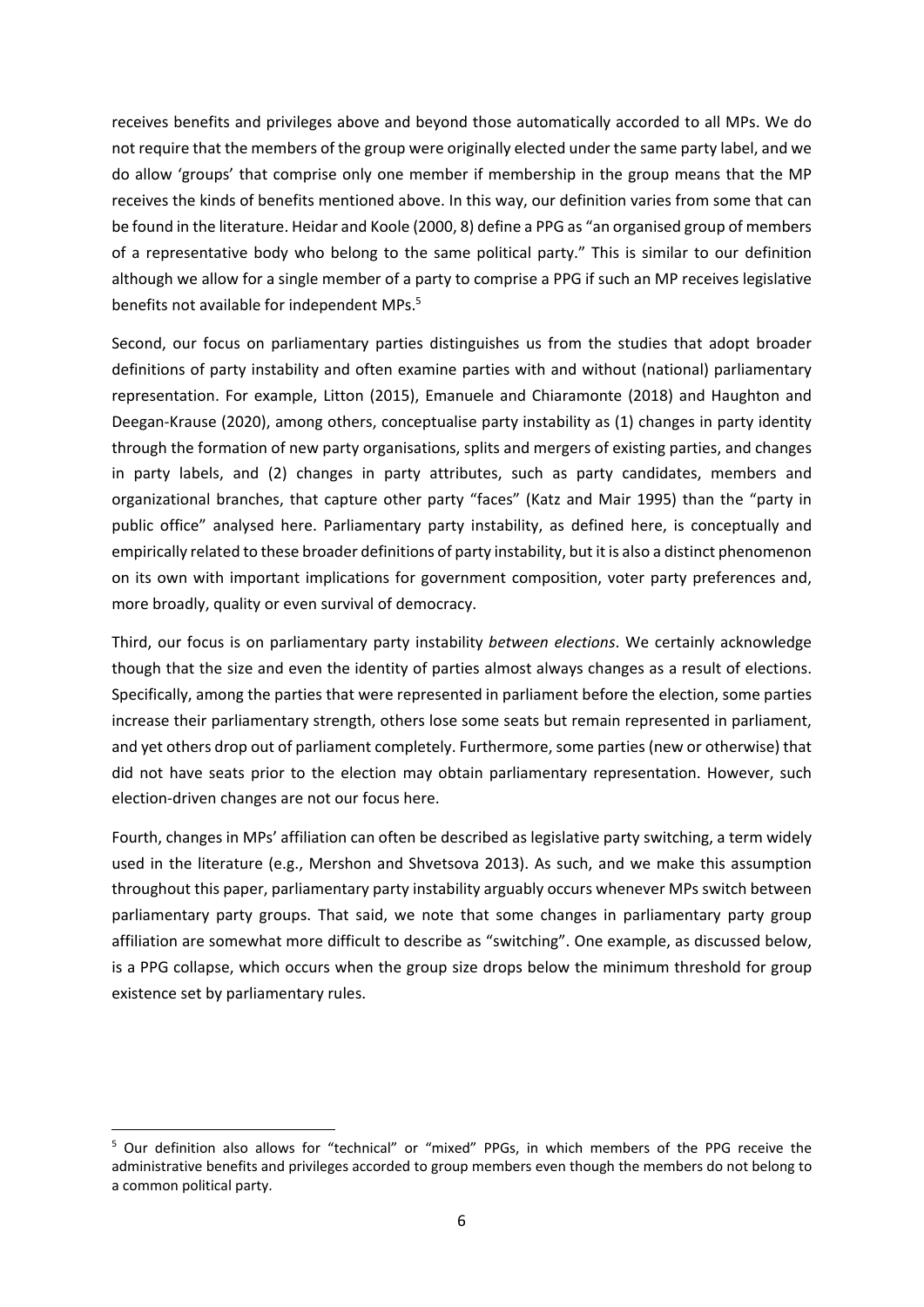receives benefits and privileges above and beyond those automatically accorded to all MPs. We do not require that the members of the group were originally elected under the same party label, and we do allow 'groups' that comprise only one member if membership in the group means that the MP receives the kinds of benefits mentioned above. In this way, our definition varies from some that can be found in the literature. Heidar and Koole (2000, 8) define a PPG as "an organised group of members of a representative body who belong to the same political party." This is similar to our definition although we allow for a single member of a party to comprise a PPG if such an MP receives legislative benefits not available for independent MPs.[5]

Second, our focus on parliamentary parties distinguishes us from the studies that adopt broader definitions of party instability and often examine parties with and without (national) parliamentary representation. For example, Litton (2015), Emanuele and Chiaramonte (2018) and Haughton and Deegan-Krause (2020), among others, conceptualise party instability as (1) changes in party identity through the formation of new party organisations, splits and mergers of existing parties, and changes in party labels, and (2) changes in party attributes, such as party candidates, members and organizational branches, that capture other party "faces" (Katz and Mair 1995) than the "party in public office" analysed here. Parliamentary party instability, as defined here, is conceptually and empirically related to these broader definitions of party instability, but it is also a distinct phenomenon on its own with important implications for government composition, voter party preferences and, more broadly, quality or even survival of democracy.

Third, our focus is on parliamentary party instability *between elections*. We certainly acknowledge though that the size and even the identity of parties almost always changes as a result of elections. Specifically, among the parties that were represented in parliament before the election, some parties increase their parliamentary strength, others lose some seats but remain represented in parliament, and yet others drop out of parliament completely. Furthermore, some parties (new or otherwise) that did not have seats prior to the election may obtain parliamentary representation. However, such election-driven changes are not our focus here.

Fourth, changes in MPs' affiliation can often be described as legislative party switching, a term widely used in the literature (e.g., Mershon and Shvetsova 2013). As such, and we make this assumption throughout this paper, parliamentary party instability arguably occurs whenever MPs switch between parliamentary party groups. That said, we note that some changes in parliamentary party group affiliation are somewhat more difficult to describe as "switching". One example, as discussed below, is a PPG collapse, which occurs when the group size drops below the minimum threshold for group existence set by parliamentary rules.

[5] Our definition also allows for "technical" or "mixed" PPGs, in which members of the PPG receive the administrative benefits and privileges accorded to group members even though the members do not belong to a common political party.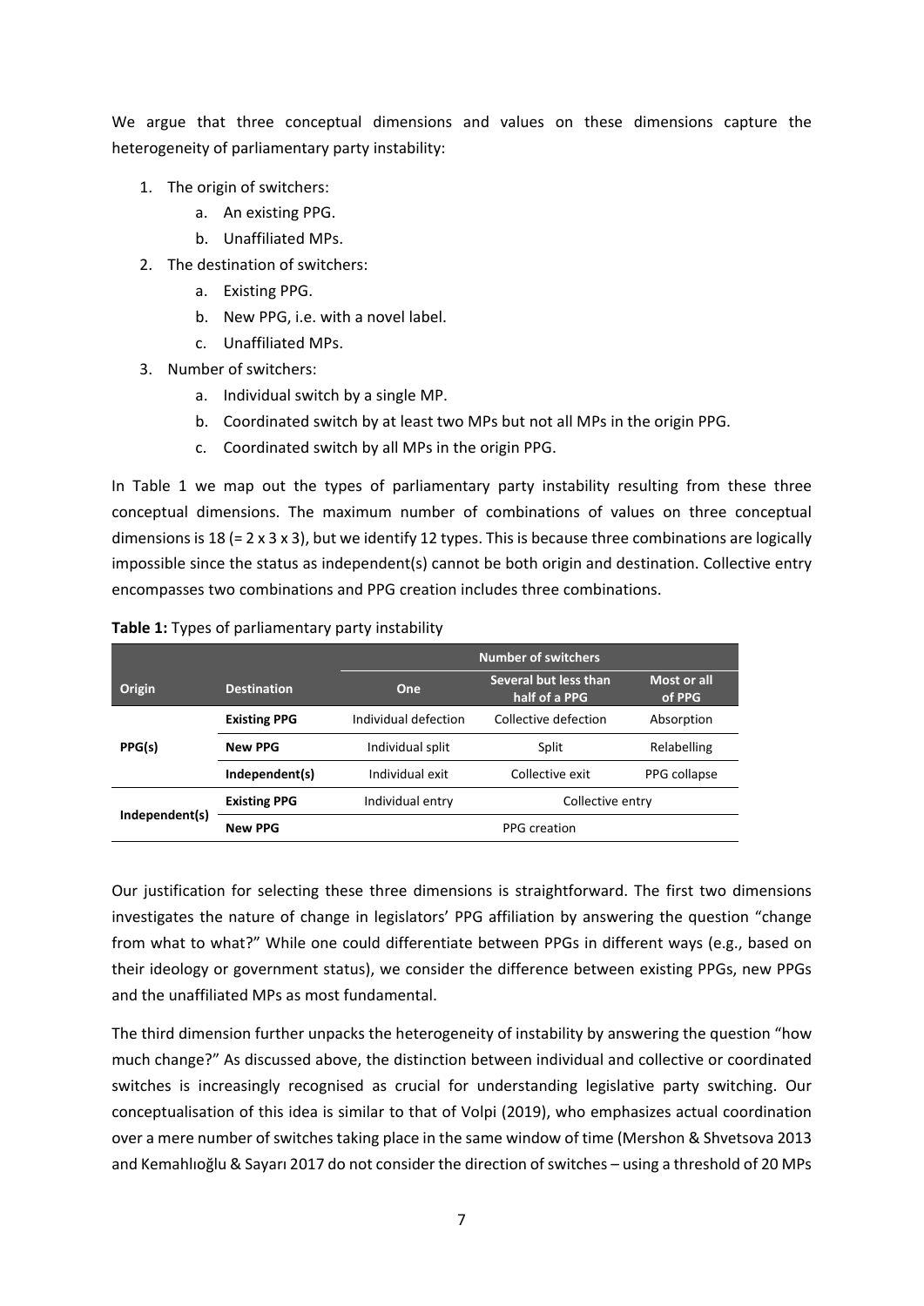We argue that three conceptual dimensions and values on these dimensions capture the heterogeneity of parliamentary party instability:

1. The origin of switchers:
    a. An existing PPG.
    b. Unaffiliated MPs.
2. The destination of switchers:
    a. Existing PPG.
    b. New PPG, i.e. with a novel label.
    c. Unaffiliated MPs.
3. Number of switchers:
    a. Individual switch by a single MP.
    b. Coordinated switch by at least two MPs but not all MPs in the origin PPG.
    c. Coordinated switch by all MPs in the origin PPG.

In Table 1 we map out the types of parliamentary party instability resulting from these three conceptual dimensions. The maximum number of combinations of values on three conceptual dimensions is 18 (= 2 x 3 x 3), but we identify 12 types. This is because three combinations are logically impossible since the status as independent(s) cannot be both origin and destination. Collective entry encompasses two combinations and PPG creation includes three combinations.

**Table 1:** Types of parliamentary party instability

| | | Number of switchers | | |
|---|---|---|---|---|
| **Origin** | **Destination** | **One** | **Several but less than half of a PPG** | **Most or all of PPG** |
| PPG(s) | **Existing PPG** | Individual defection | Collective defection | Absorption |
| | **New PPG** | Individual split | Split | Relabelling |
| | **Independent(s)** | Individual exit | Collective exit | PPG collapse |
| Independent(s) | **Existing PPG** | Individual entry | Collective entry | |
| | **New PPG** | PPG creation | | |

Our justification for selecting these three dimensions is straightforward. The first two dimensions investigates the nature of change in legislators' PPG affiliation by answering the question "change from what to what?" While one could differentiate between PPGs in different ways (e.g., based on their ideology or government status), we consider the difference between existing PPGs, new PPGs and the unaffiliated MPs as most fundamental.

The third dimension further unpacks the heterogeneity of instability by answering the question "how much change?" As discussed above, the distinction between individual and collective or coordinated switches is increasingly recognised as crucial for understanding legislative party switching. Our conceptualisation of this idea is similar to that of Volpi (2019), who emphasizes actual coordination over a mere number of switches taking place in the same window of time (Mershon & Shvetsova 2013 and Kemahlıoğlu & Sayarı 2017 do not consider the direction of switches – using a threshold of 20 MPs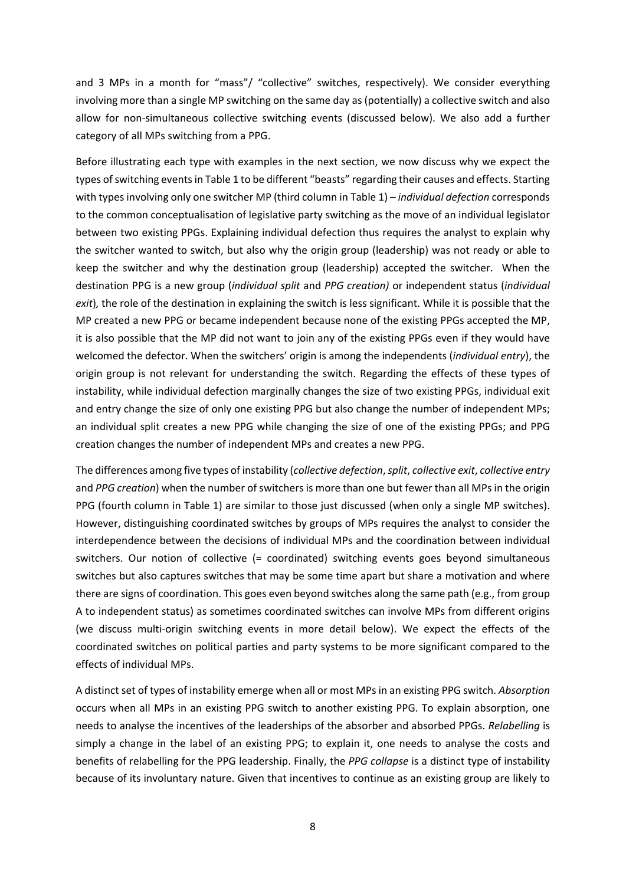and 3 MPs in a month for "mass"/ "collective" switches, respectively). We consider everything involving more than a single MP switching on the same day as (potentially) a collective switch and also allow for non-simultaneous collective switching events (discussed below). We also add a further category of all MPs switching from a PPG.

Before illustrating each type with examples in the next section, we now discuss why we expect the types of switching events in Table 1 to be different "beasts" regarding their causes and effects. Starting with types involving only one switcher MP (third column in Table 1) – *individual defection* corresponds to the common conceptualisation of legislative party switching as the move of an individual legislator between two existing PPGs. Explaining individual defection thus requires the analyst to explain why the switcher wanted to switch, but also why the origin group (leadership) was not ready or able to keep the switcher and why the destination group (leadership) accepted the switcher. When the destination PPG is a new group (*individual split* and *PPG creation)* or independent status (*individual exit*)*,* the role of the destination in explaining the switch is less significant. While it is possible that the MP created a new PPG or became independent because none of the existing PPGs accepted the MP, it is also possible that the MP did not want to join any of the existing PPGs even if they would have welcomed the defector. When the switchers' origin is among the independents (*individual entry*), the origin group is not relevant for understanding the switch. Regarding the effects of these types of instability, while individual defection marginally changes the size of two existing PPGs, individual exit and entry change the size of only one existing PPG but also change the number of independent MPs; an individual split creates a new PPG while changing the size of one of the existing PPGs; and PPG creation changes the number of independent MPs and creates a new PPG.

The differences among five types of instability (*collective defection*, *split*, *collective exit*, *collective entry* and *PPG creation*) when the number of switchers is more than one but fewer than all MPs in the origin PPG (fourth column in Table 1) are similar to those just discussed (when only a single MP switches). However, distinguishing coordinated switches by groups of MPs requires the analyst to consider the interdependence between the decisions of individual MPs and the coordination between individual switchers. Our notion of collective (= coordinated) switching events goes beyond simultaneous switches but also captures switches that may be some time apart but share a motivation and where there are signs of coordination. This goes even beyond switches along the same path (e.g., from group A to independent status) as sometimes coordinated switches can involve MPs from different origins (we discuss multi-origin switching events in more detail below). We expect the effects of the coordinated switches on political parties and party systems to be more significant compared to the effects of individual MPs.

A distinct set of types of instability emerge when all or most MPs in an existing PPG switch. *Absorption* occurs when all MPs in an existing PPG switch to another existing PPG. To explain absorption, one needs to analyse the incentives of the leaderships of the absorber and absorbed PPGs. *Relabelling* is simply a change in the label of an existing PPG; to explain it, one needs to analyse the costs and benefits of relabelling for the PPG leadership. Finally, the *PPG collapse* is a distinct type of instability because of its involuntary nature. Given that incentives to continue as an existing group are likely to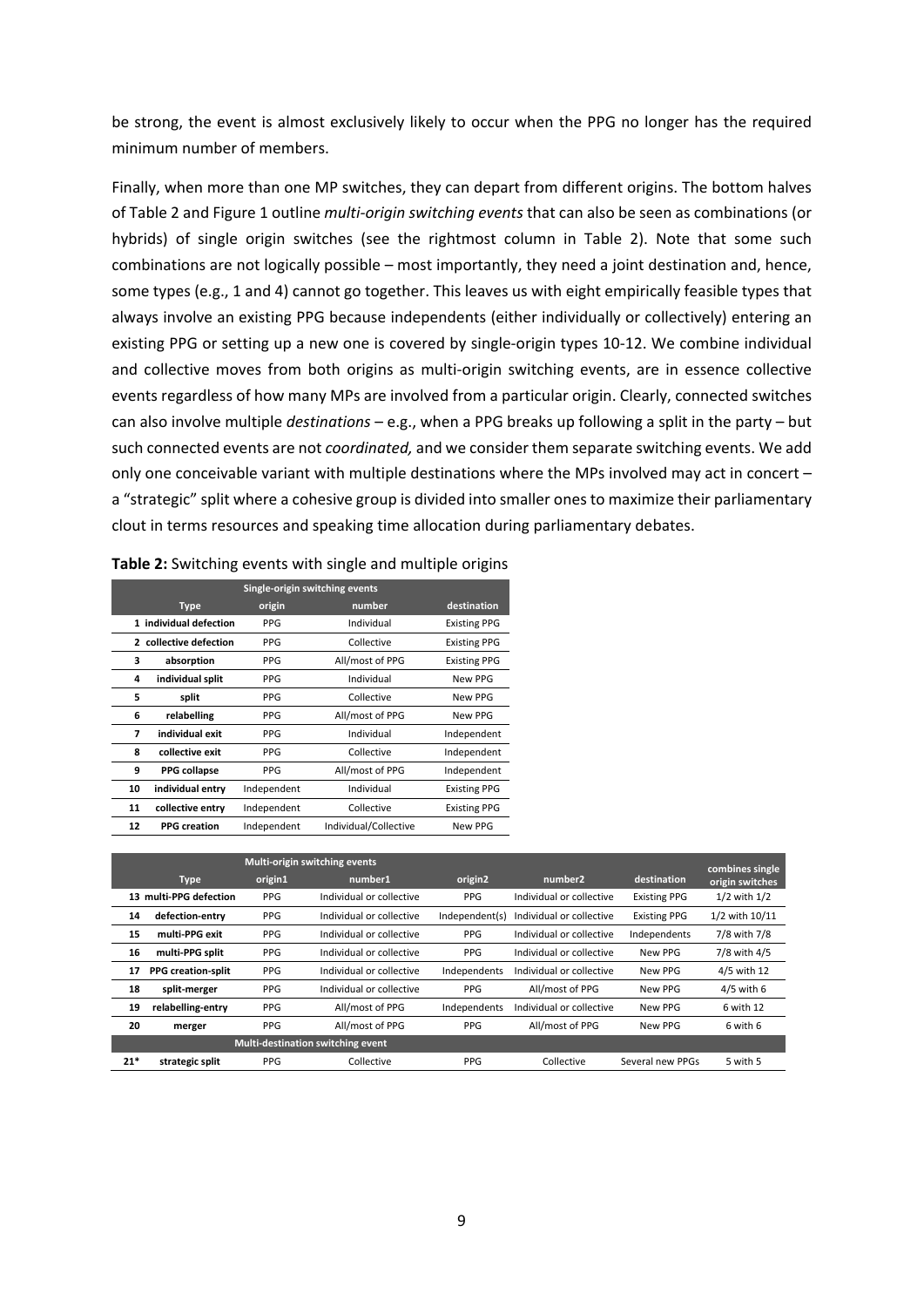be strong, the event is almost exclusively likely to occur when the PPG no longer has the required minimum number of members.

Finally, when more than one MP switches, they can depart from different origins. The bottom halves of Table 2 and Figure 1 outline *multi-origin switching events* that can also be seen as combinations (or hybrids) of single origin switches (see the rightmost column in Table 2). Note that some such combinations are not logically possible – most importantly, they need a joint destination and, hence, some types (e.g., 1 and 4) cannot go together. This leaves us with eight empirically feasible types that always involve an existing PPG because independents (either individually or collectively) entering an existing PPG or setting up a new one is covered by single-origin types 10-12. We combine individual and collective moves from both origins as multi-origin switching events, are in essence collective events regardless of how many MPs are involved from a particular origin. Clearly, connected switches can also involve multiple *destinations* – e.g., when a PPG breaks up following a split in the party – but such connected events are not *coordinated,* and we consider them separate switching events. We add only one conceivable variant with multiple destinations where the MPs involved may act in concert – a "strategic" split where a cohesive group is divided into smaller ones to maximize their parliamentary clout in terms resources and speaking time allocation during parliamentary debates.

**Table 2:** Switching events with single and multiple origins

| Single-origin switching events | | | | |
|---|---|---|---|---|
| | Type | origin | number | destination |
| 1 | individual defection | PPG | Individual | Existing PPG |
| 2 | collective defection | PPG | Collective | Existing PPG |
| 3 | absorption | PPG | All/most of PPG | Existing PPG |
| 4 | individual split | PPG | Individual | New PPG |
| 5 | split | PPG | Collective | New PPG |
| 6 | relabelling | PPG | All/most of PPG | New PPG |
| 7 | individual exit | PPG | Individual | Independent |
| 8 | collective exit | PPG | Collective | Independent |
| 9 | PPG collapse | PPG | All/most of PPG | Independent |
| 10 | individual entry | Independent | Individual | Existing PPG |
| 11 | collective entry | Independent | Collective | Existing PPG |
| 12 | PPG creation | Independent | Individual/Collective | New PPG |

| Multi-origin switching events | | | | | | | |
|---|---|---|---|---|---|---|---|
| | Type | origin1 | number1 | origin2 | number2 | destination | combines single origin switches |
| 13 | multi-PPG defection | PPG | Individual or collective | PPG | Individual or collective | Existing PPG | 1/2 with 1/2 |
| 14 | defection-entry | PPG | Individual or collective | Independent(s) | Individual or collective | Existing PPG | 1/2 with 10/11 |
| 15 | multi-PPG exit | PPG | Individual or collective | PPG | Individual or collective | Independents | 7/8 with 7/8 |
| 16 | multi-PPG split | PPG | Individual or collective | PPG | Individual or collective | New PPG | 7/8 with 4/5 |
| 17 | PPG creation-split | PPG | Individual or collective | Independents | Individual or collective | New PPG | 4/5 with 12 |
| 18 | split-merger | PPG | Individual or collective | PPG | All/most of PPG | New PPG | 4/5 with 6 |
| 19 | relabelling-entry | PPG | All/most of PPG | Independents | Individual or collective | New PPG | 6 with 12 |
| 20 | merger | PPG | All/most of PPG | PPG | All/most of PPG | New PPG | 6 with 6 |
| **Multi-destination switching event** | | | | | | | |
| 21* | strategic split | PPG | Collective | PPG | Collective | Several new PPGs | 5 with 5 |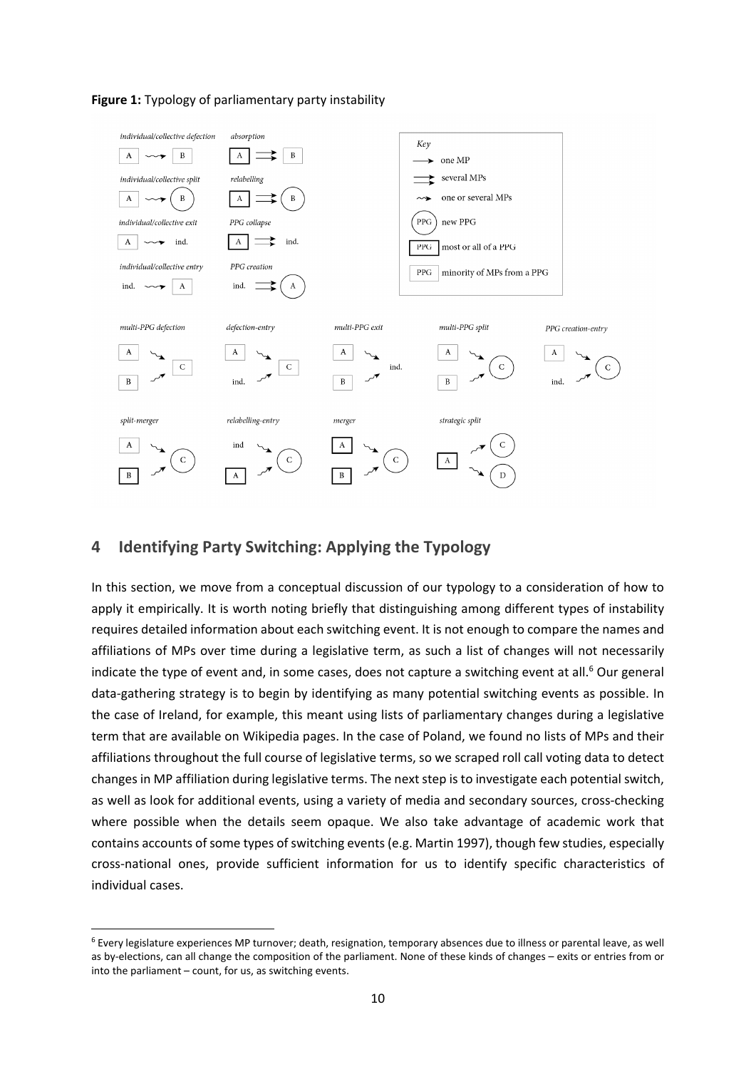**Figure 1:** Typology of parliamentary party instability

## 4 Identifying Party Switching: Applying the Typology

In this section, we move from a conceptual discussion of our typology to a consideration of how to apply it empirically. It is worth noting briefly that distinguishing among different types of instability requires detailed information about each switching event. It is not enough to compare the names and affiliations of MPs over time during a legislative term, as such a list of changes will not necessarily indicate the type of event and, in some cases, does not capture a switching event at all.[6] Our general data-gathering strategy is to begin by identifying as many potential switching events as possible. In the case of Ireland, for example, this meant using lists of parliamentary changes during a legislative term that are available on Wikipedia pages. In the case of Poland, we found no lists of MPs and their affiliations throughout the full course of legislative terms, so we scraped roll call voting data to detect changes in MP affiliation during legislative terms. The next step is to investigate each potential switch, as well as look for additional events, using a variety of media and secondary sources, cross-checking where possible when the details seem opaque. We also take advantage of academic work that contains accounts of some types of switching events (e.g. Martin 1997), though few studies, especially cross-national ones, provide sufficient information for us to identify specific characteristics of individual cases.

[6] Every legislature experiences MP turnover; death, resignation, temporary absences due to illness or parental leave, as well as by-elections, can all change the composition of the parliament. None of these kinds of changes – exits or entries from or into the parliament – count, for us, as switching events.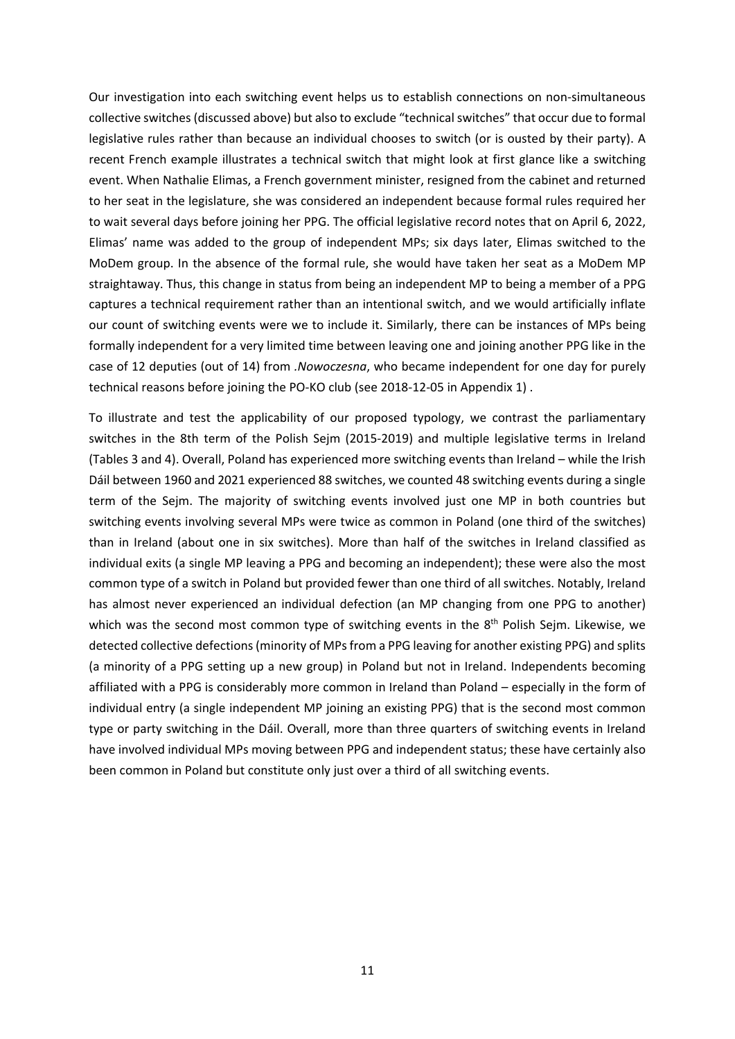Our investigation into each switching event helps us to establish connections on non-simultaneous collective switches (discussed above) but also to exclude "technical switches" that occur due to formal legislative rules rather than because an individual chooses to switch (or is ousted by their party). A recent French example illustrates a technical switch that might look at first glance like a switching event. When Nathalie Elimas, a French government minister, resigned from the cabinet and returned to her seat in the legislature, she was considered an independent because formal rules required her to wait several days before joining her PPG. The official legislative record notes that on April 6, 2022, Elimas' name was added to the group of independent MPs; six days later, Elimas switched to the MoDem group. In the absence of the formal rule, she would have taken her seat as a MoDem MP straightaway. Thus, this change in status from being an independent MP to being a member of a PPG captures a technical requirement rather than an intentional switch, and we would artificially inflate our count of switching events were we to include it. Similarly, there can be instances of MPs being formally independent for a very limited time between leaving one and joining another PPG like in the case of 12 deputies (out of 14) from *.Nowoczesna*, who became independent for one day for purely technical reasons before joining the PO-KO club (see 2018-12-05 in Appendix 1) .

To illustrate and test the applicability of our proposed typology, we contrast the parliamentary switches in the 8th term of the Polish Sejm (2015-2019) and multiple legislative terms in Ireland (Tables 3 and 4). Overall, Poland has experienced more switching events than Ireland – while the Irish Dáil between 1960 and 2021 experienced 88 switches, we counted 48 switching events during a single term of the Sejm. The majority of switching events involved just one MP in both countries but switching events involving several MPs were twice as common in Poland (one third of the switches) than in Ireland (about one in six switches). More than half of the switches in Ireland classified as individual exits (a single MP leaving a PPG and becoming an independent); these were also the most common type of a switch in Poland but provided fewer than one third of all switches. Notably, Ireland has almost never experienced an individual defection (an MP changing from one PPG to another) which was the second most common type of switching events in the 8th Polish Sejm. Likewise, we detected collective defections (minority of MPs from a PPG leaving for another existing PPG) and splits (a minority of a PPG setting up a new group) in Poland but not in Ireland. Independents becoming affiliated with a PPG is considerably more common in Ireland than Poland – especially in the form of individual entry (a single independent MP joining an existing PPG) that is the second most common type or party switching in the Dáil. Overall, more than three quarters of switching events in Ireland have involved individual MPs moving between PPG and independent status; these have certainly also been common in Poland but constitute only just over a third of all switching events.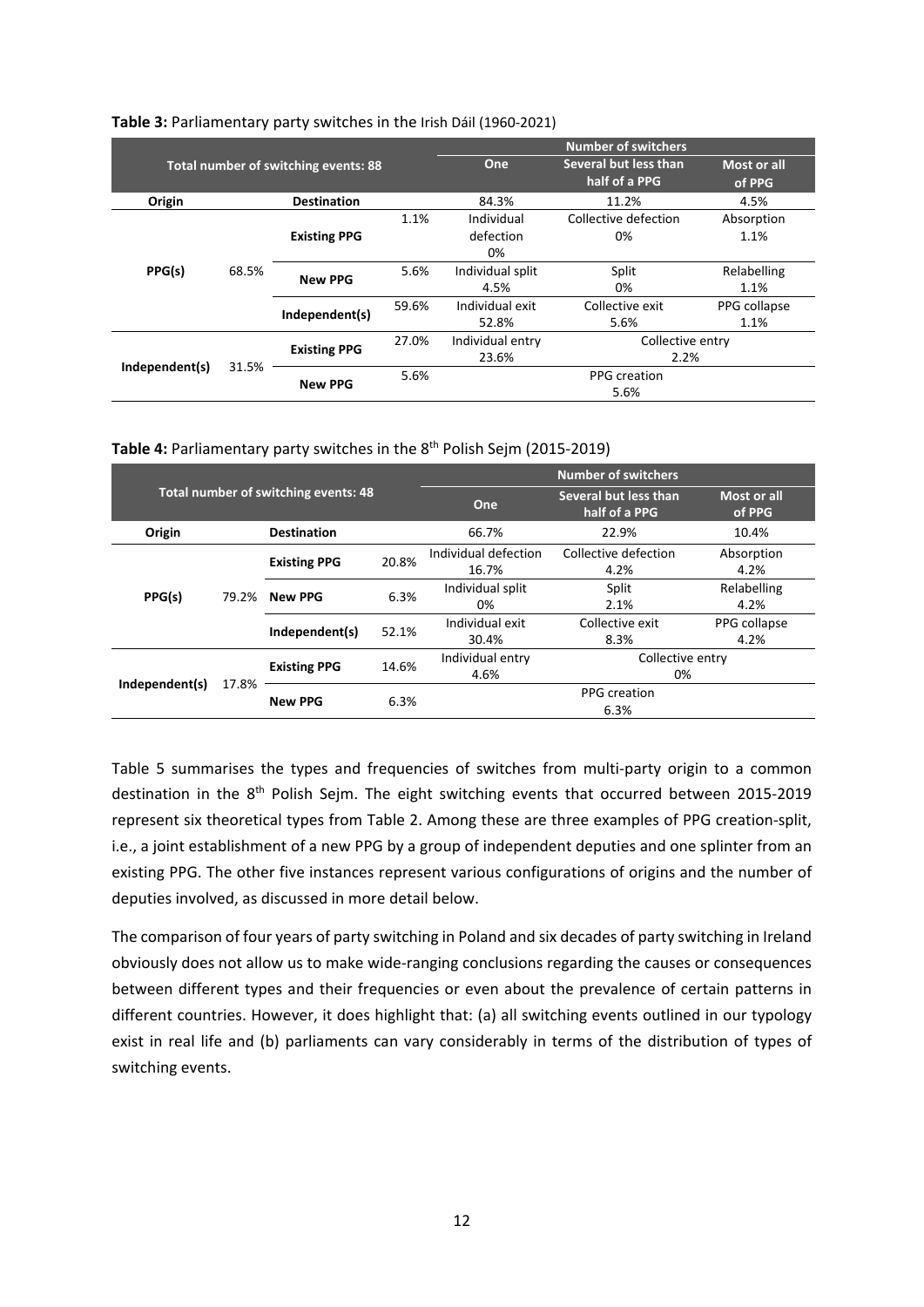**Table 3:** Parliamentary party switches in the Irish Dáil (1960-2021)

| Total number of switching events: 88 | | | | Number of switchers | | |
|---|---|---|---|---|---|---|
| | | | | One | Several but less than half of a PPG | Most or all of PPG |
| Origin | | Destination | | 84.3% | 11.2% | 4.5% |
| PPG(s) | 68.5% | Existing PPG | 1.1% | Individual defection 0% | Collective defection 0% | Absorption 1.1% |
| | | New PPG | 5.6% | Individual split 4.5% | Split 0% | Relabelling 1.1% |
| | | Independent(s) | 59.6% | Individual exit 52.8% | Collective exit 5.6% | PPG collapse 1.1% |
| Independent(s) | 31.5% | Existing PPG | 27.0% | Individual entry 23.6% | Collective entry 2.2% | |
| | | New PPG | 5.6% | PPG creation 5.6% | | |

**Table 4:** Parliamentary party switches in the 8th Polish Sejm (2015-2019)

| Total number of switching events: 48 | | | | Number of switchers | | |
|---|---|---|---|---|---|---|
| | | | | One | Several but less than half of a PPG | Most or all of PPG |
| Origin | | Destination | | 66.7% | 22.9% | 10.4% |
| PPG(s) | 79.2% | Existing PPG | 20.8% | Individual defection 16.7% | Collective defection 4.2% | Absorption 4.2% |
| | | New PPG | 6.3% | Individual split 0% | Split 2.1% | Relabelling 4.2% |
| | | Independent(s) | 52.1% | Individual exit 30.4% | Collective exit 8.3% | PPG collapse 4.2% |
| Independent(s) | 17.8% | Existing PPG | 14.6% | Individual entry 4.6% | Collective entry 0% | |
| | | New PPG | 6.3% | PPG creation 6.3% | | |

Table 5 summarises the types and frequencies of switches from multi-party origin to a common destination in the 8th Polish Sejm. The eight switching events that occurred between 2015-2019 represent six theoretical types from Table 2. Among these are three examples of PPG creation-split, i.e., a joint establishment of a new PPG by a group of independent deputies and one splinter from an existing PPG. The other five instances represent various configurations of origins and the number of deputies involved, as discussed in more detail below.

The comparison of four years of party switching in Poland and six decades of party switching in Ireland obviously does not allow us to make wide-ranging conclusions regarding the causes or consequences between different types and their frequencies or even about the prevalence of certain patterns in different countries. However, it does highlight that: (a) all switching events outlined in our typology exist in real life and (b) parliaments can vary considerably in terms of the distribution of types of switching events.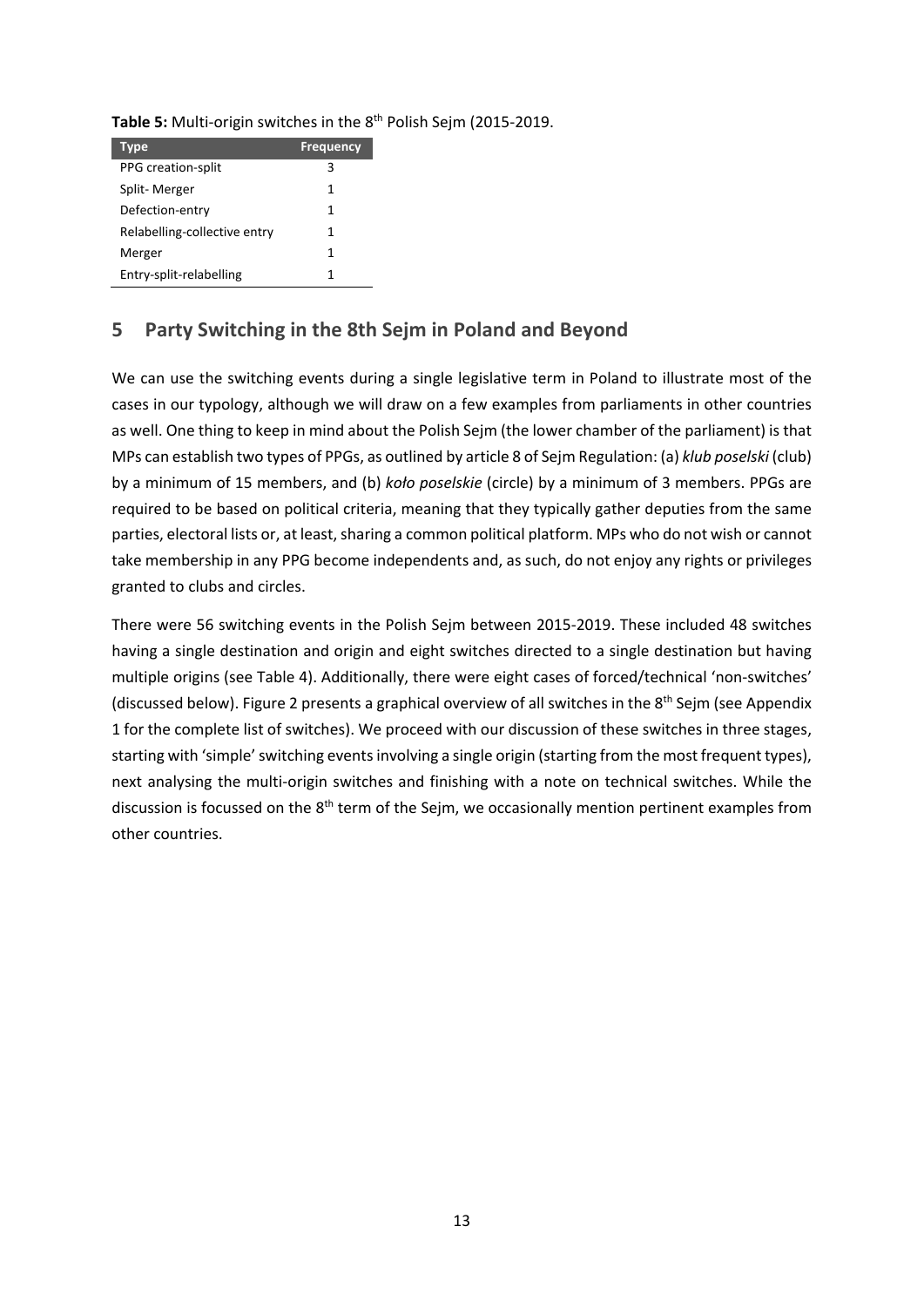**Table 5:** Multi-origin switches in the 8th Polish Sejm (2015-2019.

| Type | Frequency |
|---|---|
| PPG creation-split | 3 |
| Split- Merger | 1 |
| Defection-entry | 1 |
| Relabelling-collective entry | 1 |
| Merger | 1 |
| Entry-split-relabelling | 1 |

## 5 Party Switching in the 8th Sejm in Poland and Beyond

We can use the switching events during a single legislative term in Poland to illustrate most of the cases in our typology, although we will draw on a few examples from parliaments in other countries as well. One thing to keep in mind about the Polish Sejm (the lower chamber of the parliament) is that MPs can establish two types of PPGs, as outlined by article 8 of Sejm Regulation: (a) *klub poselski* (club) by a minimum of 15 members, and (b) *koło poselskie* (circle) by a minimum of 3 members. PPGs are required to be based on political criteria, meaning that they typically gather deputies from the same parties, electoral lists or, at least, sharing a common political platform. MPs who do not wish or cannot take membership in any PPG become independents and, as such, do not enjoy any rights or privileges granted to clubs and circles.

There were 56 switching events in the Polish Sejm between 2015-2019. These included 48 switches having a single destination and origin and eight switches directed to a single destination but having multiple origins (see Table 4). Additionally, there were eight cases of forced/technical 'non-switches' (discussed below). Figure 2 presents a graphical overview of all switches in the 8th Sejm (see Appendix 1 for the complete list of switches). We proceed with our discussion of these switches in three stages, starting with 'simple' switching events involving a single origin (starting from the most frequent types), next analysing the multi-origin switches and finishing with a note on technical switches. While the discussion is focussed on the 8th term of the Sejm, we occasionally mention pertinent examples from other countries.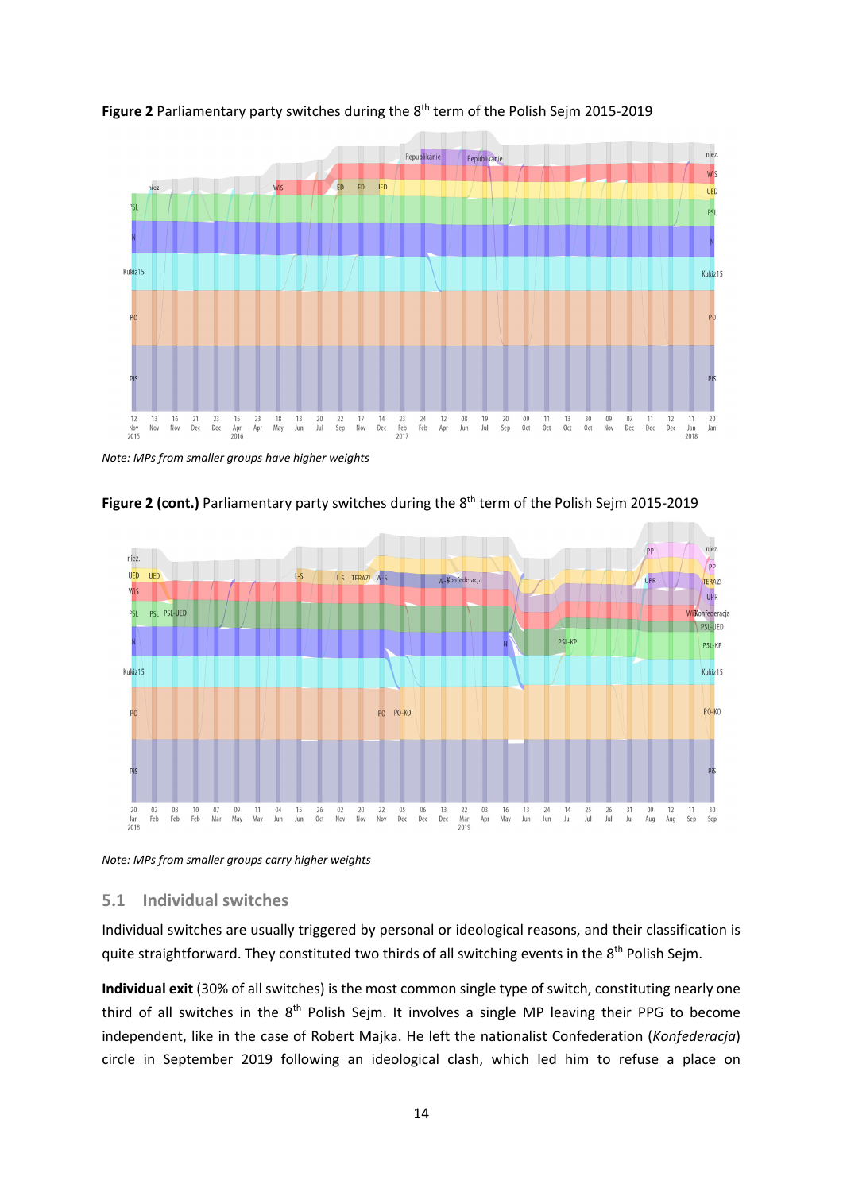**Figure 2** Parliamentary party switches during the 8th term of the Polish Sejm 2015-2019

*Note: MPs from smaller groups have higher weights*

**Figure 2 (cont.)** Parliamentary party switches during the 8th term of the Polish Sejm 2015-2019

*Note: MPs from smaller groups carry higher weights*

## 5.1 Individual switches

Individual switches are usually triggered by personal or ideological reasons, and their classification is quite straightforward. They constituted two thirds of all switching events in the 8th Polish Sejm.

**Individual exit** (30% of all switches) is the most common single type of switch, constituting nearly one third of all switches in the 8th Polish Sejm. It involves a single MP leaving their PPG to become independent, like in the case of Robert Majka. He left the nationalist Confederation (*Konfederacja*) circle in September 2019 following an ideological clash, which led him to refuse a place on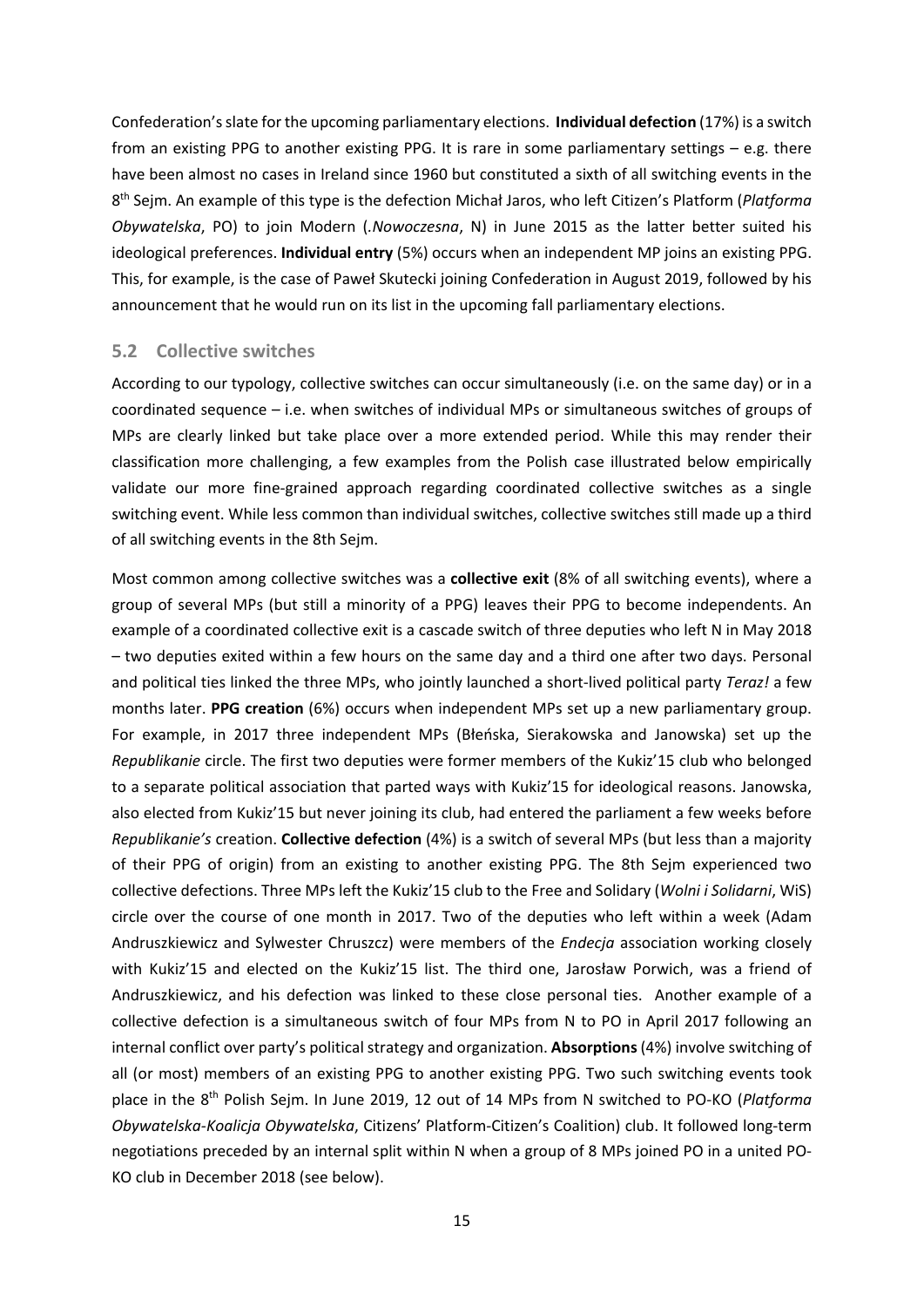Confederation's slate for the upcoming parliamentary elections. **Individual defection** (17%) is a switch from an existing PPG to another existing PPG. It is rare in some parliamentary settings – e.g. there have been almost no cases in Ireland since 1960 but constituted a sixth of all switching events in the 8th Sejm. An example of this type is the defection Michał Jaros, who left Citizen's Platform (*Platforma Obywatelska*, PO) to join Modern (.*Nowoczesna*, N) in June 2015 as the latter better suited his ideological preferences. **Individual entry** (5%) occurs when an independent MP joins an existing PPG. This, for example, is the case of Paweł Skutecki joining Confederation in August 2019, followed by his announcement that he would run on its list in the upcoming fall parliamentary elections.

## 5.2 Collective switches

According to our typology, collective switches can occur simultaneously (i.e. on the same day) or in a coordinated sequence – i.e. when switches of individual MPs or simultaneous switches of groups of MPs are clearly linked but take place over a more extended period. While this may render their classification more challenging, a few examples from the Polish case illustrated below empirically validate our more fine-grained approach regarding coordinated collective switches as a single switching event. While less common than individual switches, collective switches still made up a third of all switching events in the 8th Sejm.

Most common among collective switches was a **collective exit** (8% of all switching events), where a group of several MPs (but still a minority of a PPG) leaves their PPG to become independents. An example of a coordinated collective exit is a cascade switch of three deputies who left N in May 2018 – two deputies exited within a few hours on the same day and a third one after two days. Personal and political ties linked the three MPs, who jointly launched a short-lived political party *Teraz!* a few months later. **PPG creation** (6%) occurs when independent MPs set up a new parliamentary group. For example, in 2017 three independent MPs (Błeńska, Sierakowska and Janowska) set up the *Republikanie* circle. The first two deputies were former members of the Kukiz'15 club who belonged to a separate political association that parted ways with Kukiz'15 for ideological reasons. Janowska, also elected from Kukiz'15 but never joining its club, had entered the parliament a few weeks before *Republikanie's* creation. **Collective defection** (4%) is a switch of several MPs (but less than a majority of their PPG of origin) from an existing to another existing PPG. The 8th Sejm experienced two collective defections. Three MPs left the Kukiz'15 club to the Free and Solidary (*Wolni i Solidarni*, WiS) circle over the course of one month in 2017. Two of the deputies who left within a week (Adam Andruszkiewicz and Sylwester Chruszcz) were members of the *Endecja* association working closely with Kukiz'15 and elected on the Kukiz'15 list. The third one, Jarosław Porwich, was a friend of Andruszkiewicz, and his defection was linked to these close personal ties. Another example of a collective defection is a simultaneous switch of four MPs from N to PO in April 2017 following an internal conflict over party's political strategy and organization. **Absorptions** (4%) involve switching of all (or most) members of an existing PPG to another existing PPG. Two such switching events took place in the 8th Polish Sejm. In June 2019, 12 out of 14 MPs from N switched to PO-KO (*Platforma Obywatelska-Koalicja Obywatelska*, Citizens' Platform-Citizen's Coalition) club. It followed long-term negotiations preceded by an internal split within N when a group of 8 MPs joined PO in a united PO-KO club in December 2018 (see below).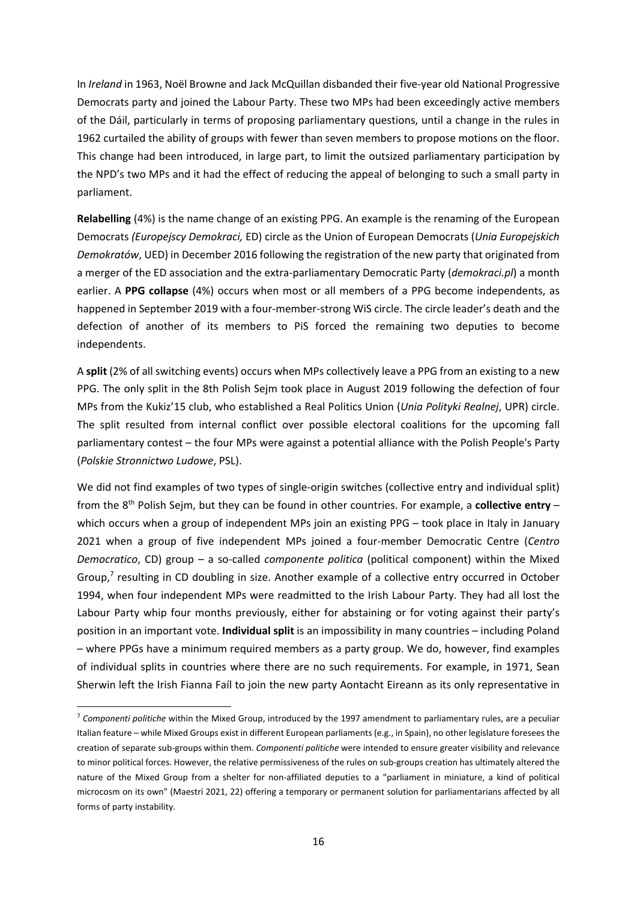In *Ireland* in 1963, Noël Browne and Jack McQuillan disbanded their five-year old National Progressive Democrats party and joined the Labour Party. These two MPs had been exceedingly active members of the Dáil, particularly in terms of proposing parliamentary questions, until a change in the rules in 1962 curtailed the ability of groups with fewer than seven members to propose motions on the floor. This change had been introduced, in large part, to limit the outsized parliamentary participation by the NPD's two MPs and it had the effect of reducing the appeal of belonging to such a small party in parliament.

**Relabelling** (4%) is the name change of an existing PPG. An example is the renaming of the European Democrats *(Europejscy Demokraci,* ED) circle as the Union of European Democrats (*Unia Europejskich Demokratów*, UED) in December 2016 following the registration of the new party that originated from a merger of the ED association and the extra-parliamentary Democratic Party (*demokraci.pl*) a month earlier. A **PPG collapse** (4%) occurs when most or all members of a PPG become independents, as happened in September 2019 with a four-member-strong WiS circle. The circle leader's death and the defection of another of its members to PiS forced the remaining two deputies to become independents.

A **split** (2% of all switching events) occurs when MPs collectively leave a PPG from an existing to a new PPG. The only split in the 8th Polish Sejm took place in August 2019 following the defection of four MPs from the Kukiz'15 club, who established a Real Politics Union (*Unia Polityki Realnej*, UPR) circle. The split resulted from internal conflict over possible electoral coalitions for the upcoming fall parliamentary contest – the four MPs were against a potential alliance with the Polish People's Party (*Polskie Stronnictwo Ludowe*, PSL).

We did not find examples of two types of single-origin switches (collective entry and individual split) from the 8th Polish Sejm, but they can be found in other countries. For example, a **collective entry** – which occurs when a group of independent MPs join an existing PPG – took place in Italy in January 2021 when a group of five independent MPs joined a four-member Democratic Centre (*Centro Democratico*, CD) group – a so-called *componente politica* (political component) within the Mixed Group,[7] resulting in CD doubling in size. Another example of a collective entry occurred in October 1994, when four independent MPs were readmitted to the Irish Labour Party. They had all lost the Labour Party whip four months previously, either for abstaining or for voting against their party's position in an important vote. **Individual split** is an impossibility in many countries – including Poland – where PPGs have a minimum required members as a party group. We do, however, find examples of individual splits in countries where there are no such requirements. For example, in 1971, Sean Sherwin left the Irish Fianna Faíl to join the new party Aontacht Eireann as its only representative in

[7] *Componenti politiche* within the Mixed Group, introduced by the 1997 amendment to parliamentary rules, are a peculiar Italian feature – while Mixed Groups exist in different European parliaments (e.g., in Spain), no other legislature foresees the creation of separate sub-groups within them. *Componenti politiche* were intended to ensure greater visibility and relevance to minor political forces. However, the relative permissiveness of the rules on sub-groups creation has ultimately altered the nature of the Mixed Group from a shelter for non-affiliated deputies to a "parliament in miniature, a kind of political microcosm on its own" (Maestri 2021, 22) offering a temporary or permanent solution for parliamentarians affected by all forms of party instability.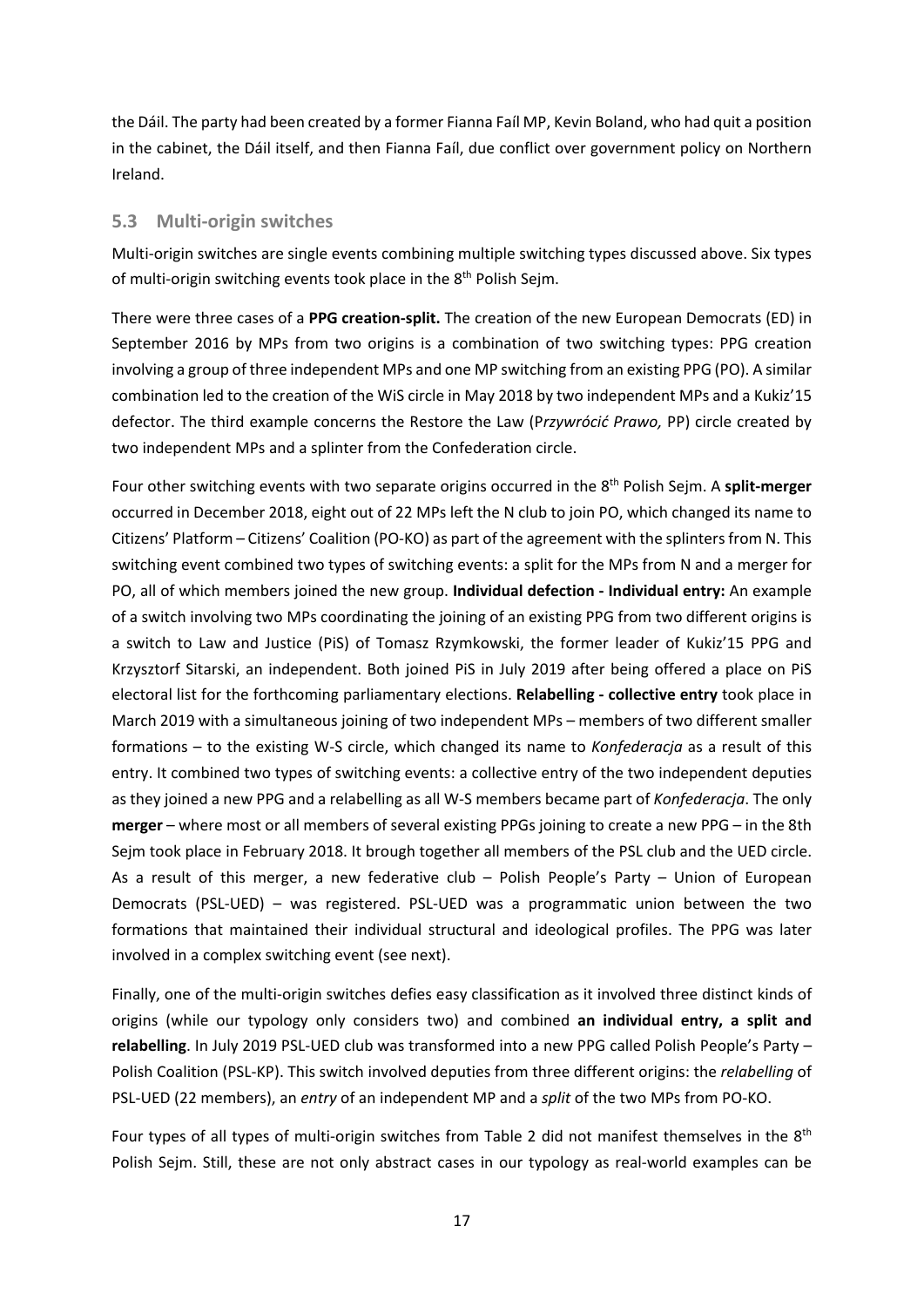the Dáil. The party had been created by a former Fianna Faíl MP, Kevin Boland, who had quit a position in the cabinet, the Dáil itself, and then Fianna Faíl, due conflict over government policy on Northern Ireland.

### 5.3 Multi-origin switches

Multi-origin switches are single events combining multiple switching types discussed above. Six types of multi-origin switching events took place in the 8th Polish Sejm.

There were three cases of a **PPG creation-split.** The creation of the new European Democrats (ED) in September 2016 by MPs from two origins is a combination of two switching types: PPG creation involving a group of three independent MPs and one MP switching from an existing PPG (PO). A similar combination led to the creation of the WiS circle in May 2018 by two independent MPs and a Kukiz'15 defector. The third example concerns the Restore the Law (P*rzywrócić Prawo,* PP) circle created by two independent MPs and a splinter from the Confederation circle.

Four other switching events with two separate origins occurred in the 8th Polish Sejm. A **split-merger** occurred in December 2018, eight out of 22 MPs left the N club to join PO, which changed its name to Citizens' Platform – Citizens' Coalition (PO-KO) as part of the agreement with the splinters from N. This switching event combined two types of switching events: a split for the MPs from N and a merger for PO, all of which members joined the new group. **Individual defection - Individual entry:** An example of a switch involving two MPs coordinating the joining of an existing PPG from two different origins is a switch to Law and Justice (PiS) of Tomasz Rzymkowski, the former leader of Kukiz'15 PPG and Krzysztorf Sitarski, an independent. Both joined PiS in July 2019 after being offered a place on PiS electoral list for the forthcoming parliamentary elections. **Relabelling - collective entry** took place in March 2019 with a simultaneous joining of two independent MPs – members of two different smaller formations – to the existing W-S circle, which changed its name to *Konfederacja* as a result of this entry. It combined two types of switching events: a collective entry of the two independent deputies as they joined a new PPG and a relabelling as all W-S members became part of *Konfederacja*. The only **merger** – where most or all members of several existing PPGs joining to create a new PPG – in the 8th Sejm took place in February 2018. It brough together all members of the PSL club and the UED circle. As a result of this merger, a new federative club – Polish People's Party – Union of European Democrats (PSL-UED) – was registered. PSL-UED was a programmatic union between the two formations that maintained their individual structural and ideological profiles. The PPG was later involved in a complex switching event (see next).

Finally, one of the multi-origin switches defies easy classification as it involved three distinct kinds of origins (while our typology only considers two) and combined **an individual entry, a split and relabelling**. In July 2019 PSL-UED club was transformed into a new PPG called Polish People's Party – Polish Coalition (PSL-KP). This switch involved deputies from three different origins: the *relabelling* of PSL-UED (22 members), an *entry* of an independent MP and a *split* of the two MPs from PO-KO.

Four types of all types of multi-origin switches from Table 2 did not manifest themselves in the 8th Polish Sejm. Still, these are not only abstract cases in our typology as real-world examples can be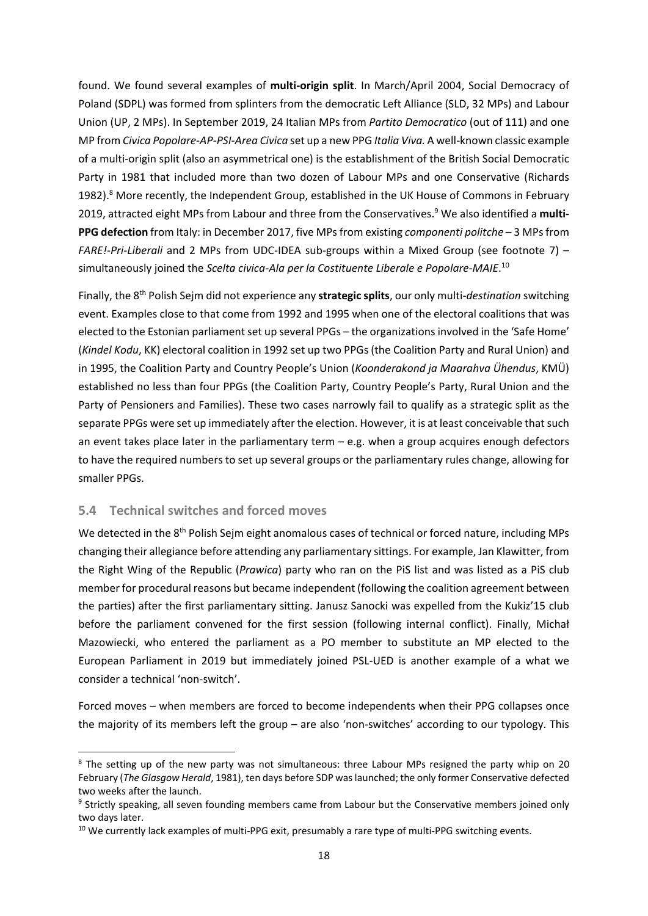found. We found several examples of **multi-origin split**. In March/April 2004, Social Democracy of Poland (SDPL) was formed from splinters from the democratic Left Alliance (SLD, 32 MPs) and Labour Union (UP, 2 MPs). In September 2019, 24 Italian MPs from *Partito Democratico* (out of 111) and one MP from *Civica Popolare-AP-PSI-Area Civica* set up a new PPG *Italia Viva.* A well-known classic example of a multi-origin split (also an asymmetrical one) is the establishment of the British Social Democratic Party in 1981 that included more than two dozen of Labour MPs and one Conservative (Richards 1982).[8] More recently, the Independent Group, established in the UK House of Commons in February 2019, attracted eight MPs from Labour and three from the Conservatives.[9] We also identified a **multi-PPG defection** from Italy: in December 2017, five MPs from existing *componenti politche* – 3 MPs from *FARE!-Pri-Liberali* and 2 MPs from UDC-IDEA sub-groups within a Mixed Group (see footnote 7) – simultaneously joined the *Scelta civica-Ala per la Costituente Liberale e Popolare-MAIE*.[10]

Finally, the 8th Polish Sejm did not experience any **strategic splits**, our only multi-*destination* switching event. Examples close to that come from 1992 and 1995 when one of the electoral coalitions that was elected to the Estonian parliament set up several PPGs – the organizations involved in the 'Safe Home' (*Kindel Kodu*, KK) electoral coalition in 1992 set up two PPGs (the Coalition Party and Rural Union) and in 1995, the Coalition Party and Country People's Union (*Koonderakond ja Maarahva Ühendus*, KMÜ) established no less than four PPGs (the Coalition Party, Country People's Party, Rural Union and the Party of Pensioners and Families). These two cases narrowly fail to qualify as a strategic split as the separate PPGs were set up immediately after the election. However, it is at least conceivable that such an event takes place later in the parliamentary term – e.g. when a group acquires enough defectors to have the required numbers to set up several groups or the parliamentary rules change, allowing for smaller PPGs.

## 5.4 Technical switches and forced moves

We detected in the 8th Polish Sejm eight anomalous cases of technical or forced nature, including MPs changing their allegiance before attending any parliamentary sittings. For example, Jan Klawitter, from the Right Wing of the Republic (*Prawica*) party who ran on the PiS list and was listed as a PiS club member for procedural reasons but became independent (following the coalition agreement between the parties) after the first parliamentary sitting. Janusz Sanocki was expelled from the Kukiz'15 club before the parliament convened for the first session (following internal conflict). Finally, Michał Mazowiecki, who entered the parliament as a PO member to substitute an MP elected to the European Parliament in 2019 but immediately joined PSL-UED is another example of a what we consider a technical 'non-switch'.

Forced moves – when members are forced to become independents when their PPG collapses once the majority of its members left the group – are also 'non-switches' according to our typology. This

---

[8] The setting up of the new party was not simultaneous: three Labour MPs resigned the party whip on 20 February (*The Glasgow Herald*, 1981), ten days before SDP was launched; the only former Conservative defected two weeks after the launch.

[9] Strictly speaking, all seven founding members came from Labour but the Conservative members joined only two days later.

[10] We currently lack examples of multi-PPG exit, presumably a rare type of multi-PPG switching events.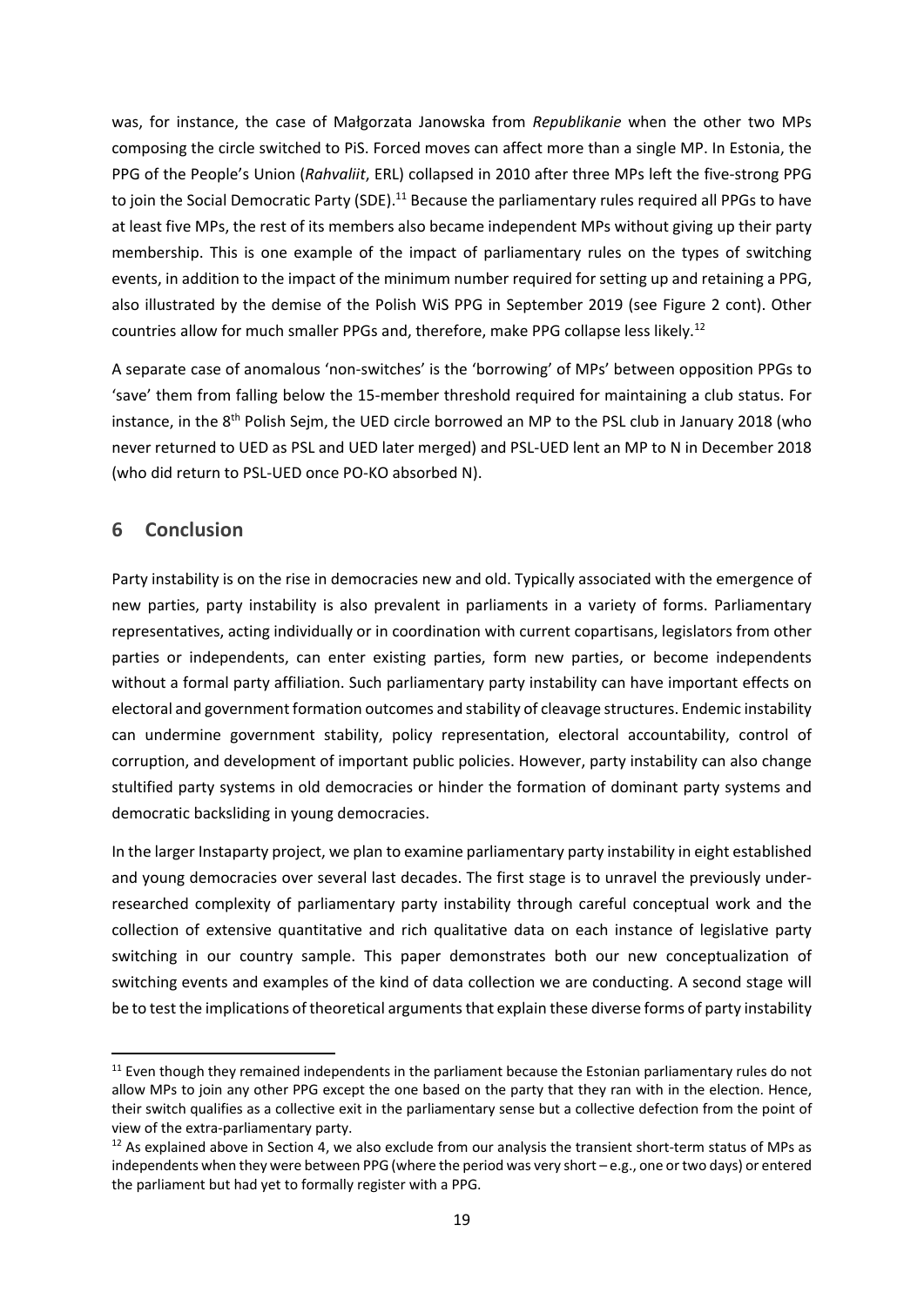was, for instance, the case of Małgorzata Janowska from *Republikanie* when the other two MPs composing the circle switched to PiS. Forced moves can affect more than a single MP. In Estonia, the PPG of the People's Union (*Rahvaliit*, ERL) collapsed in 2010 after three MPs left the five-strong PPG to join the Social Democratic Party (SDE).[11] Because the parliamentary rules required all PPGs to have at least five MPs, the rest of its members also became independent MPs without giving up their party membership. This is one example of the impact of parliamentary rules on the types of switching events, in addition to the impact of the minimum number required for setting up and retaining a PPG, also illustrated by the demise of the Polish WiS PPG in September 2019 (see Figure 2 cont). Other countries allow for much smaller PPGs and, therefore, make PPG collapse less likely.[12]

A separate case of anomalous 'non-switches' is the 'borrowing' of MPs' between opposition PPGs to 'save' them from falling below the 15-member threshold required for maintaining a club status. For instance, in the 8th Polish Sejm, the UED circle borrowed an MP to the PSL club in January 2018 (who never returned to UED as PSL and UED later merged) and PSL-UED lent an MP to N in December 2018 (who did return to PSL-UED once PO-KO absorbed N).

## 6 Conclusion

Party instability is on the rise in democracies new and old. Typically associated with the emergence of new parties, party instability is also prevalent in parliaments in a variety of forms. Parliamentary representatives, acting individually or in coordination with current copartisans, legislators from other parties or independents, can enter existing parties, form new parties, or become independents without a formal party affiliation. Such parliamentary party instability can have important effects on electoral and government formation outcomes and stability of cleavage structures. Endemic instability can undermine government stability, policy representation, electoral accountability, control of corruption, and development of important public policies. However, party instability can also change stultified party systems in old democracies or hinder the formation of dominant party systems and democratic backsliding in young democracies.

In the larger Instaparty project, we plan to examine parliamentary party instability in eight established and young democracies over several last decades. The first stage is to unravel the previously under-researched complexity of parliamentary party instability through careful conceptual work and the collection of extensive quantitative and rich qualitative data on each instance of legislative party switching in our country sample. This paper demonstrates both our new conceptualization of switching events and examples of the kind of data collection we are conducting. A second stage will be to test the implications of theoretical arguments that explain these diverse forms of party instability

---

[11] Even though they remained independents in the parliament because the Estonian parliamentary rules do not allow MPs to join any other PPG except the one based on the party that they ran with in the election. Hence, their switch qualifies as a collective exit in the parliamentary sense but a collective defection from the point of view of the extra-parliamentary party.

[12] As explained above in Section 4, we also exclude from our analysis the transient short-term status of MPs as independents when they were between PPG (where the period was very short – e.g., one or two days) or entered the parliament but had yet to formally register with a PPG.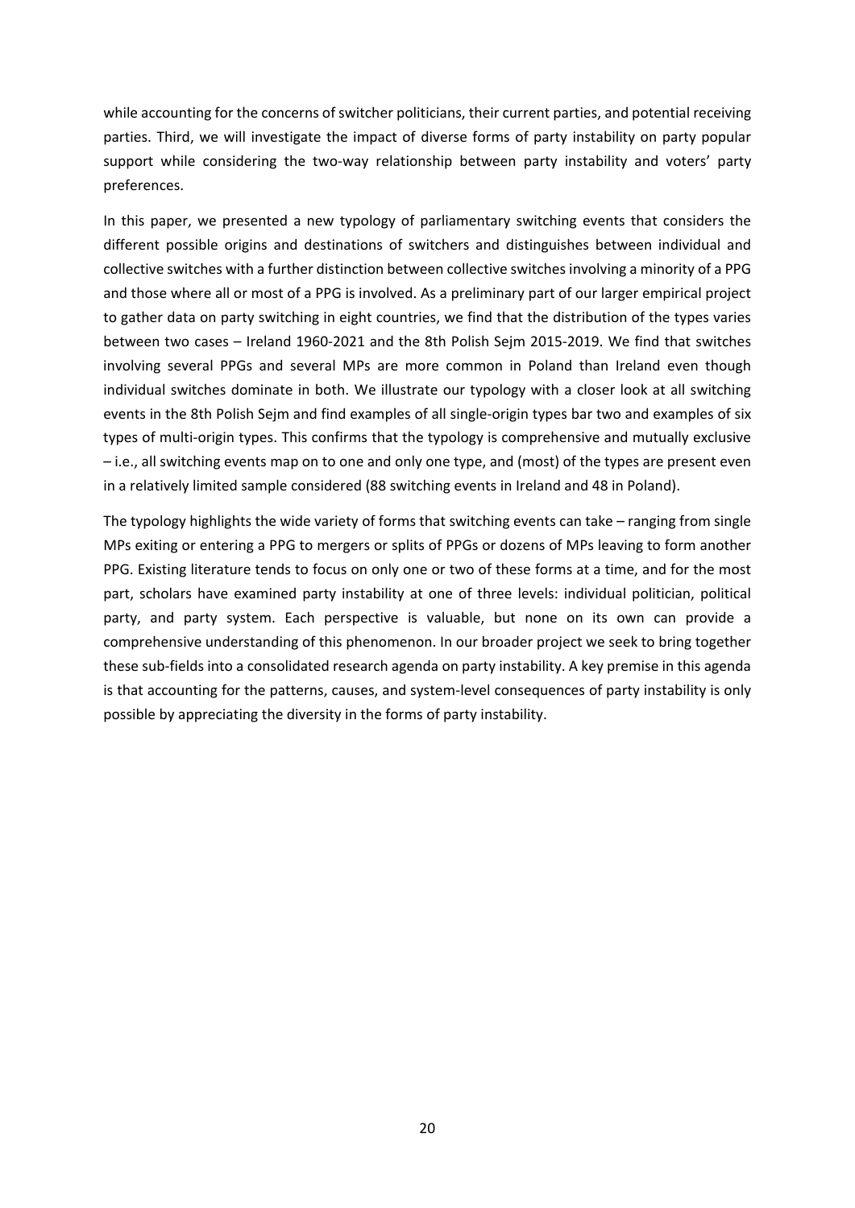while accounting for the concerns of switcher politicians, their current parties, and potential receiving parties. Third, we will investigate the impact of diverse forms of party instability on party popular support while considering the two-way relationship between party instability and voters' party preferences.

In this paper, we presented a new typology of parliamentary switching events that considers the different possible origins and destinations of switchers and distinguishes between individual and collective switches with a further distinction between collective switches involving a minority of a PPG and those where all or most of a PPG is involved. As a preliminary part of our larger empirical project to gather data on party switching in eight countries, we find that the distribution of the types varies between two cases – Ireland 1960-2021 and the 8th Polish Sejm 2015-2019. We find that switches involving several PPGs and several MPs are more common in Poland than Ireland even though individual switches dominate in both. We illustrate our typology with a closer look at all switching events in the 8th Polish Sejm and find examples of all single-origin types bar two and examples of six types of multi-origin types. This confirms that the typology is comprehensive and mutually exclusive – i.e., all switching events map on to one and only one type, and (most) of the types are present even in a relatively limited sample considered (88 switching events in Ireland and 48 in Poland).

The typology highlights the wide variety of forms that switching events can take – ranging from single MPs exiting or entering a PPG to mergers or splits of PPGs or dozens of MPs leaving to form another PPG. Existing literature tends to focus on only one or two of these forms at a time, and for the most part, scholars have examined party instability at one of three levels: individual politician, political party, and party system. Each perspective is valuable, but none on its own can provide a comprehensive understanding of this phenomenon. In our broader project we seek to bring together these sub-fields into a consolidated research agenda on party instability. A key premise in this agenda is that accounting for the patterns, causes, and system-level consequences of party instability is only possible by appreciating the diversity in the forms of party instability.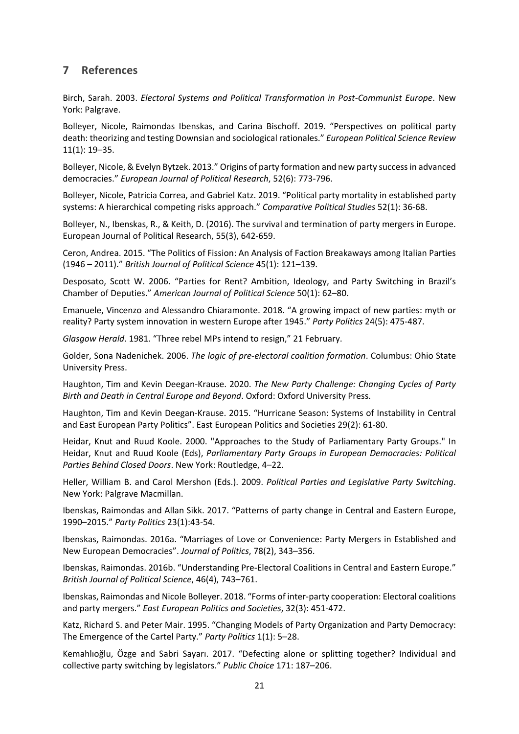## 7 References

Birch, Sarah. 2003. *Electoral Systems and Political Transformation in Post-Communist Europe*. New York: Palgrave.

Bolleyer, Nicole, Raimondas Ibenskas, and Carina Bischoff. 2019. "Perspectives on political party death: theorizing and testing Downsian and sociological rationales." *European Political Science Review* 11(1): 19–35.

Bolleyer, Nicole, & Evelyn Bytzek. 2013." Origins of party formation and new party success in advanced democracies." *European Journal of Political Research*, 52(6): 773-796.

Bolleyer, Nicole, Patricia Correa, and Gabriel Katz. 2019. "Political party mortality in established party systems: A hierarchical competing risks approach." *Comparative Political Studies* 52(1): 36-68.

Bolleyer, N., Ibenskas, R., & Keith, D. (2016). The survival and termination of party mergers in Europe. European Journal of Political Research, 55(3), 642-659.

Ceron, Andrea. 2015. "The Politics of Fission: An Analysis of Faction Breakaways among Italian Parties (1946 – 2011)." *British Journal of Political Science* 45(1): 121–139.

Desposato, Scott W. 2006. "Parties for Rent? Ambition, Ideology, and Party Switching in Brazil's Chamber of Deputies." *American Journal of Political Science* 50(1): 62–80.

Emanuele, Vincenzo and Alessandro Chiaramonte. 2018. "A growing impact of new parties: myth or reality? Party system innovation in western Europe after 1945." *Party Politics* 24(5): 475-487.

*Glasgow Herald*. 1981. "Three rebel MPs intend to resign," 21 February.

Golder, Sona Nadenichek. 2006. *The logic of pre-electoral coalition formation*. Columbus: Ohio State University Press.

Haughton, Tim and Kevin Deegan-Krause. 2020. *The New Party Challenge: Changing Cycles of Party Birth and Death in Central Europe and Beyond*. Oxford: Oxford University Press.

Haughton, Tim and Kevin Deegan-Krause. 2015. "Hurricane Season: Systems of Instability in Central and East European Party Politics". East European Politics and Societies 29(2): 61-80.

Heidar, Knut and Ruud Koole. 2000. "Approaches to the Study of Parliamentary Party Groups." In Heidar, Knut and Ruud Koole (Eds), *Parliamentary Party Groups in European Democracies: Political Parties Behind Closed Doors*. New York: Routledge, 4–22.

Heller, William B. and Carol Mershon (Eds.). 2009. *Political Parties and Legislative Party Switching*. New York: Palgrave Macmillan.

Ibenskas, Raimondas and Allan Sikk. 2017. "Patterns of party change in Central and Eastern Europe, 1990–2015." *Party Politics* 23(1):43-54.

Ibenskas, Raimondas. 2016a. "Marriages of Love or Convenience: Party Mergers in Established and New European Democracies". *Journal of Politics*, 78(2), 343–356.

Ibenskas, Raimondas. 2016b. "Understanding Pre-Electoral Coalitions in Central and Eastern Europe." *British Journal of Political Science*, 46(4), 743–761.

Ibenskas, Raimondas and Nicole Bolleyer. 2018. "Forms of inter-party cooperation: Electoral coalitions and party mergers." *East European Politics and Societies*, 32(3): 451-472.

Katz, Richard S. and Peter Mair. 1995. "Changing Models of Party Organization and Party Democracy: The Emergence of the Cartel Party." *Party Politics* 1(1): 5–28.

Kemahlıoğlu, Özge and Sabri Sayarı. 2017. "Defecting alone or splitting together? Individual and collective party switching by legislators." *Public Choice* 171: 187–206.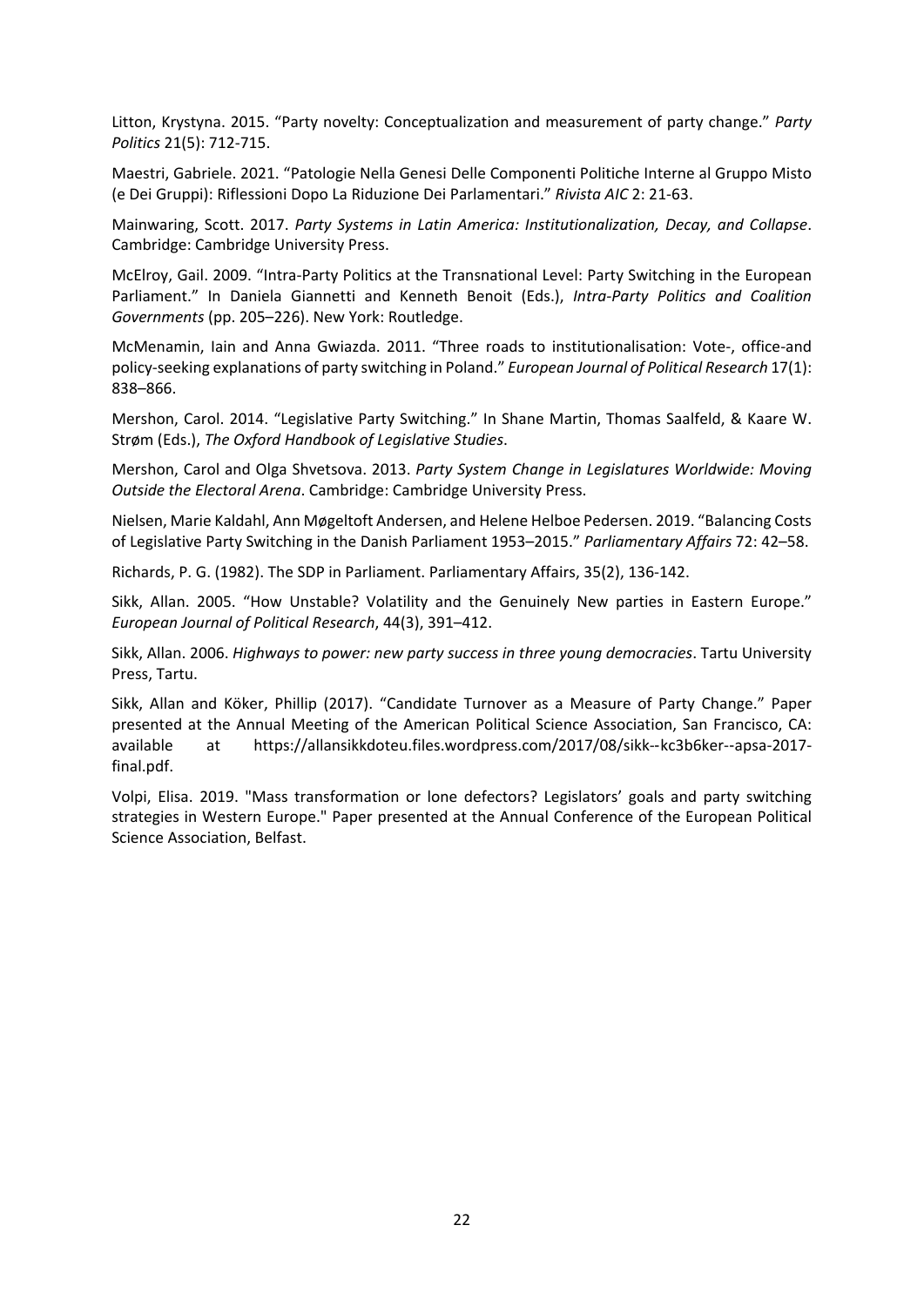Litton, Krystyna. 2015. “Party novelty: Conceptualization and measurement of party change.” *Party Politics* 21(5): 712-715.

Maestri, Gabriele. 2021. “Patologie Nella Genesi Delle Componenti Politiche Interne al Gruppo Misto (e Dei Gruppi): Riflessioni Dopo La Riduzione Dei Parlamentari.” *Rivista AIC* 2: 21-63.

Mainwaring, Scott. 2017. *Party Systems in Latin America: Institutionalization, Decay, and Collapse*. Cambridge: Cambridge University Press.

McElroy, Gail. 2009. “Intra-Party Politics at the Transnational Level: Party Switching in the European Parliament.” In Daniela Giannetti and Kenneth Benoit (Eds.), *Intra-Party Politics and Coalition Governments* (pp. 205–226). New York: Routledge.

McMenamin, Iain and Anna Gwiazda. 2011. “Three roads to institutionalisation: Vote-, office-and policy-seeking explanations of party switching in Poland.” *European Journal of Political Research* 17(1): 838–866.

Mershon, Carol. 2014. “Legislative Party Switching.” In Shane Martin, Thomas Saalfeld, & Kaare W. Strøm (Eds.), *The Oxford Handbook of Legislative Studies*.

Mershon, Carol and Olga Shvetsova. 2013. *Party System Change in Legislatures Worldwide: Moving Outside the Electoral Arena*. Cambridge: Cambridge University Press.

Nielsen, Marie Kaldahl, Ann Møgeltoft Andersen, and Helene Helboe Pedersen. 2019. “Balancing Costs of Legislative Party Switching in the Danish Parliament 1953–2015.” *Parliamentary Affairs* 72: 42–58.

Richards, P. G. (1982). The SDP in Parliament. Parliamentary Affairs, 35(2), 136-142.

Sikk, Allan. 2005. “How Unstable? Volatility and the Genuinely New parties in Eastern Europe.” *European Journal of Political Research*, 44(3), 391–412.

Sikk, Allan. 2006. *Highways to power: new party success in three young democracies*. Tartu University Press, Tartu.

Sikk, Allan and Köker, Phillip (2017). “Candidate Turnover as a Measure of Party Change.” Paper presented at the Annual Meeting of the American Political Science Association, San Francisco, CA: available at https://allansikkdoteu.files.wordpress.com/2017/08/sikk--kc3b6ker--apsa-2017-final.pdf.

Volpi, Elisa. 2019. "Mass transformation or lone defectors? Legislators’ goals and party switching strategies in Western Europe." Paper presented at the Annual Conference of the European Political Science Association, Belfast.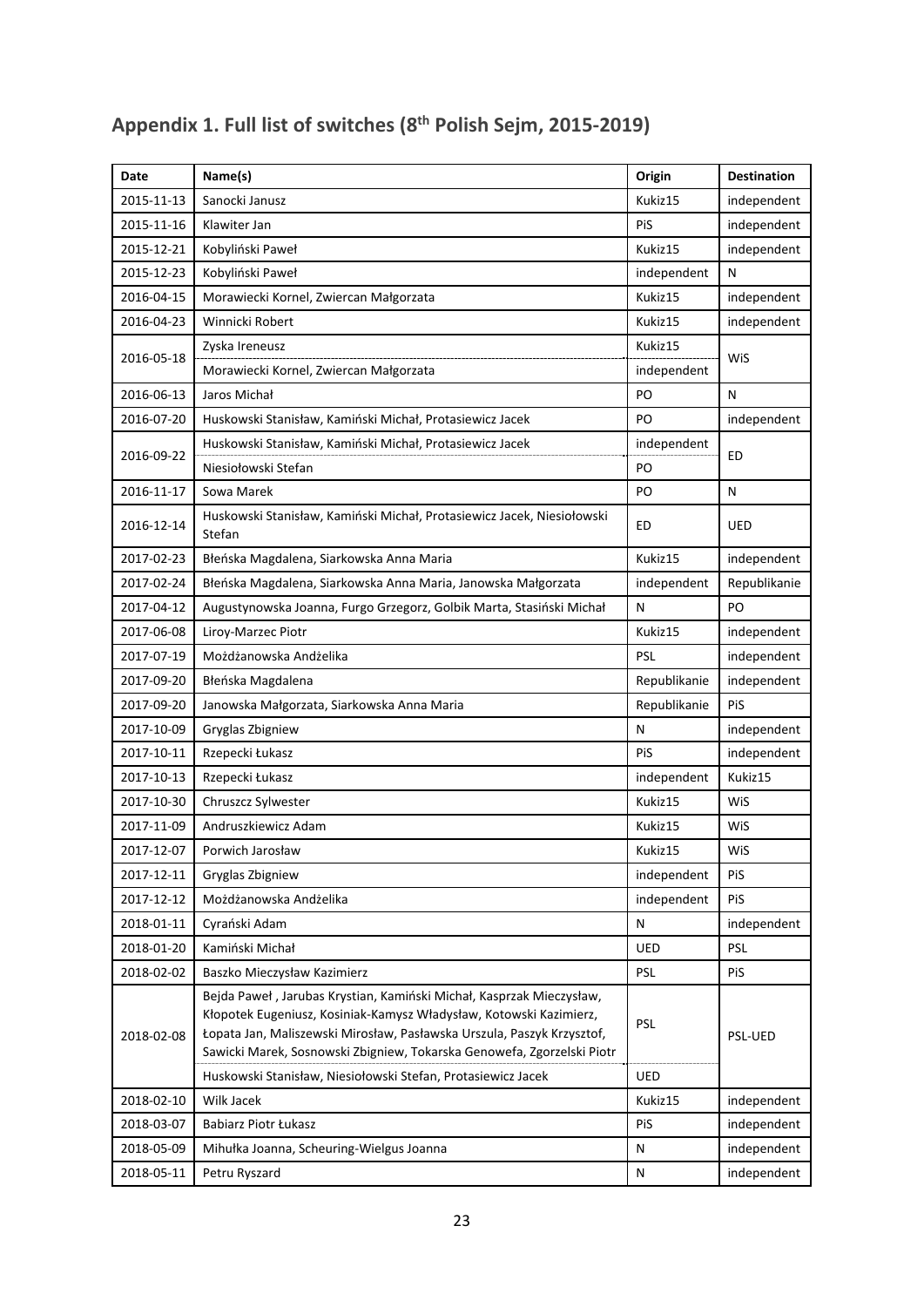## Appendix 1. Full list of switches (8th Polish Sejm, 2015-2019)

| Date | Name(s) | Origin | Destination |
|---|---|---|---|
| 2015-11-13 | Sanocki Janusz | Kukiz15 | independent |
| 2015-11-16 | Klawiter Jan | PiS | independent |
| 2015-12-21 | Kobyliński Paweł | Kukiz15 | independent |
| 2015-12-23 | Kobyliński Paweł | independent | N |
| 2016-04-15 | Morawiecki Kornel, Zwiercan Małgorzata | Kukiz15 | independent |
| 2016-04-23 | Winnicki Robert | Kukiz15 | independent |
| 2016-05-18 | Zyska Ireneusz | Kukiz15 | WiS |
| | Morawiecki Kornel, Zwiercan Małgorzata | independent | |
| 2016-06-13 | Jaros Michał | PO | N |
| 2016-07-20 | Huskowski Stanisław, Kamiński Michał, Protasiewicz Jacek | PO | independent |
| 2016-09-22 | Huskowski Stanisław, Kamiński Michał, Protasiewicz Jacek | independent | ED |
| | Niesiołowski Stefan | PO | |
| 2016-11-17 | Sowa Marek | PO | N |
| 2016-12-14 | Huskowski Stanisław, Kamiński Michał, Protasiewicz Jacek, Niesiołowski Stefan | ED | UED |
| 2017-02-23 | Błeńska Magdalena, Siarkowska Anna Maria | Kukiz15 | independent |
| 2017-02-24 | Błeńska Magdalena, Siarkowska Anna Maria, Janowska Małgorzata | independent | Republikanie |
| 2017-04-12 | Augustynowska Joanna, Furgo Grzegorz, Golbik Marta, Stasiński Michał | N | PO |
| 2017-06-08 | Liroy-Marzec Piotr | Kukiz15 | independent |
| 2017-07-19 | Możdżanowska Andżelika | PSL | independent |
| 2017-09-20 | Błeńska Magdalena | Republikanie | independent |
| 2017-09-20 | Janowska Małgorzata, Siarkowska Anna Maria | Republikanie | PiS |
| 2017-10-09 | Gryglas Zbigniew | N | independent |
| 2017-10-11 | Rzepecki Łukasz | PiS | independent |
| 2017-10-13 | Rzepecki Łukasz | independent | Kukiz15 |
| 2017-10-30 | Chruszcz Sylwester | Kukiz15 | WiS |
| 2017-11-09 | Andruszkiewicz Adam | Kukiz15 | WiS |
| 2017-12-07 | Porwich Jarosław | Kukiz15 | WiS |
| 2017-12-11 | Gryglas Zbigniew | independent | PiS |
| 2017-12-12 | Możdżanowska Andżelika | independent | PiS |
| 2018-01-11 | Cyrański Adam | N | independent |
| 2018-01-20 | Kamiński Michał | UED | PSL |
| 2018-02-02 | Baszko Mieczysław Kazimierz | PSL | PiS |
| 2018-02-08 | Bejda Paweł , Jarubas Krystian, Kamiński Michał, Kasprzak Mieczysław, Kłopotek Eugeniusz, Kosiniak-Kamysz Władysław, Kotowski Kazimierz, Łopata Jan, Maliszewski Mirosław, Pasławska Urszula, Paszyk Krzysztof, Sawicki Marek, Sosnowski Zbigniew, Tokarska Genowefa, Zgorzelski Piotr | PSL | PSL-UED |
| | Huskowski Stanisław, Niesiołowski Stefan, Protasiewicz Jacek | UED | |
| 2018-02-10 | Wilk Jacek | Kukiz15 | independent |
| 2018-03-07 | Babiarz Piotr Łukasz | PiS | independent |
| 2018-05-09 | Mihułka Joanna, Scheuring-Wielgus Joanna | N | independent |
| 2018-05-11 | Petru Ryszard | N | independent |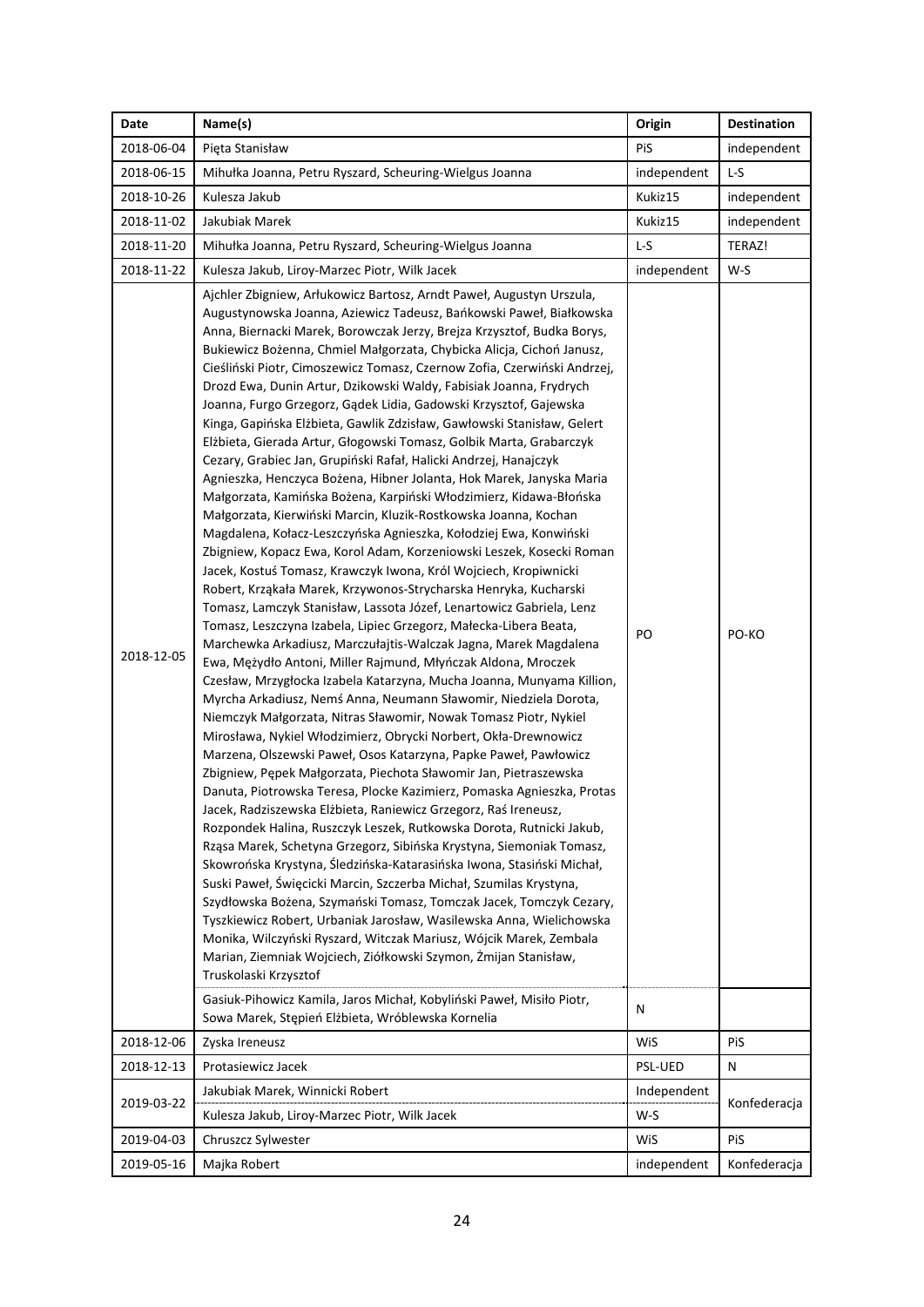| Date | Name(s) | Origin | Destination |
|---|---|---|---|
| 2018-06-04 | Pięta Stanisław | PiS | independent |
| 2018-06-15 | Mihułka Joanna, Petru Ryszard, Scheuring-Wielgus Joanna | independent | L-S |
| 2018-10-26 | Kulesza Jakub | Kukiz15 | independent |
| 2018-11-02 | Jakubiak Marek | Kukiz15 | independent |
| 2018-11-20 | Mihułka Joanna, Petru Ryszard, Scheuring-Wielgus Joanna | L-S | TERAZ! |
| 2018-11-22 | Kulesza Jakub, Liroy-Marzec Piotr, Wilk Jacek | independent | W-S |
| 2018-12-05 | Ajchler Zbigniew, Arłukowicz Bartosz, Arndt Paweł, Augustyn Urszula, Augustynowska Joanna, Aziewicz Tadeusz, Bańkowski Paweł, Białkowska Anna, Biernacki Marek, Borowczak Jerzy, Brejza Krzysztof, Budka Borys, Bukiewicz Bożenna, Chmiel Małgorzata, Chybicka Alicja, Cichoń Janusz, Cieśliński Piotr, Cimoszewicz Tomasz, Czernow Zofia, Czerwiński Andrzej, Drozd Ewa, Dunin Artur, Dzikowski Waldy, Fabisiak Joanna, Frydrych Joanna, Furgo Grzegorz, Gądek Lidia, Gadowski Krzysztof, Gajewska Kinga, Gapińska Elżbieta, Gawlik Zdzisław, Gawłowski Stanisław, Gelert Elżbieta, Gierada Artur, Głogowski Tomasz, Golbik Marta, Grabarczyk Cezary, Grabiec Jan, Grupiński Rafał, Halicki Andrzej, Hanajczyk Agnieszka, Henczyca Bożena, Hibner Jolanta, Hok Marek, Janyska Maria Małgorzata, Kamińska Bożena, Karpiński Włodzimierz, Kidawa-Błońska Małgorzata, Kierwiński Marcin, Kluzik-Rostkowska Joanna, Kochan Magdalena, Kołacz-Leszczyńska Agnieszka, Kołodziej Ewa, Konwiński Zbigniew, Kopacz Ewa, Korol Adam, Korzeniowski Leszek, Kosecki Roman Jacek, Kostuś Tomasz, Krawczyk Iwona, Król Wojciech, Kropiwnicki Robert, Krząkała Marek, Krzywonos-Strycharska Henryka, Kucharski Tomasz, Lamczyk Stanisław, Lassota Józef, Lenartowicz Gabriela, Lenz Tomasz, Leszczyna Izabela, Lipiec Grzegorz, Małecka-Libera Beata, Marchewka Arkadiusz, Marczułajtis-Walczak Jagna, Marek Magdalena Ewa, Mężydło Antoni, Miller Rajmund, Młyńczak Aldona, Mroczek Czesław, Mrzygłocka Izabela Katarzyna, Mucha Joanna, Munyama Killion, Myrcha Arkadiusz, Nemś Anna, Neumann Sławomir, Niedziela Dorota, Niemczyk Małgorzata, Nitras Sławomir, Nowak Tomasz Piotr, Nykiel Mirosława, Nykiel Włodzimierz, Obrycki Norbert, Okła-Drewnowicz Marzena, Olszewski Paweł, Osos Katarzyna, Papke Paweł, Pawłowicz Zbigniew, Pępek Małgorzata, Piechota Sławomir Jan, Pietraszewska Danuta, Piotrowska Teresa, Plocke Kazimierz, Pomaska Agnieszka, Protas Jacek, Radziszewska Elżbieta, Raniewicz Grzegorz, Raś Ireneusz, Rozpondek Halina, Ruszczyk Leszek, Rutkowska Dorota, Rutnicki Jakub, Rząsa Marek, Schetyna Grzegorz, Sibińska Krystyna, Siemoniak Tomasz, Skowrońska Krystyna, Śledzińska-Katarasińska Iwona, Stasiński Michał, Suski Paweł, Święcicki Marcin, Szczerba Michał, Szumilas Krystyna, Szydłowska Bożena, Szymański Tomasz, Tomczak Jacek, Tomczyk Cezary, Tyszkiewicz Robert, Urbaniak Jarosław, Wasilewska Anna, Wielichowska Monika, Wilczyński Ryszard, Witczak Mariusz, Wójcik Marek, Zembala Marian, Ziemniak Wojciech, Ziółkowski Szymon, Żmijan Stanisław, Truskolaski Krzysztof | PO | PO-KO |
| | Gasiuk-Pihowicz Kamila, Jaros Michał, Kobyliński Paweł, Misiło Piotr, Sowa Marek, Stępień Elżbieta, Wróblewska Kornelia | N | |
| 2018-12-06 | Zyska Ireneusz | WiS | PiS |
| 2018-12-13 | Protasiewicz Jacek | PSL-UED | N |
| 2019-03-22 | Jakubiak Marek, Winnicki Robert | Independent | Konfederacja |
| | Kulesza Jakub, Liroy-Marzec Piotr, Wilk Jacek | W-S | |
| 2019-04-03 | Chruszcz Sylwester | WiS | PiS |
| 2019-05-16 | Majka Robert | independent | Konfederacja |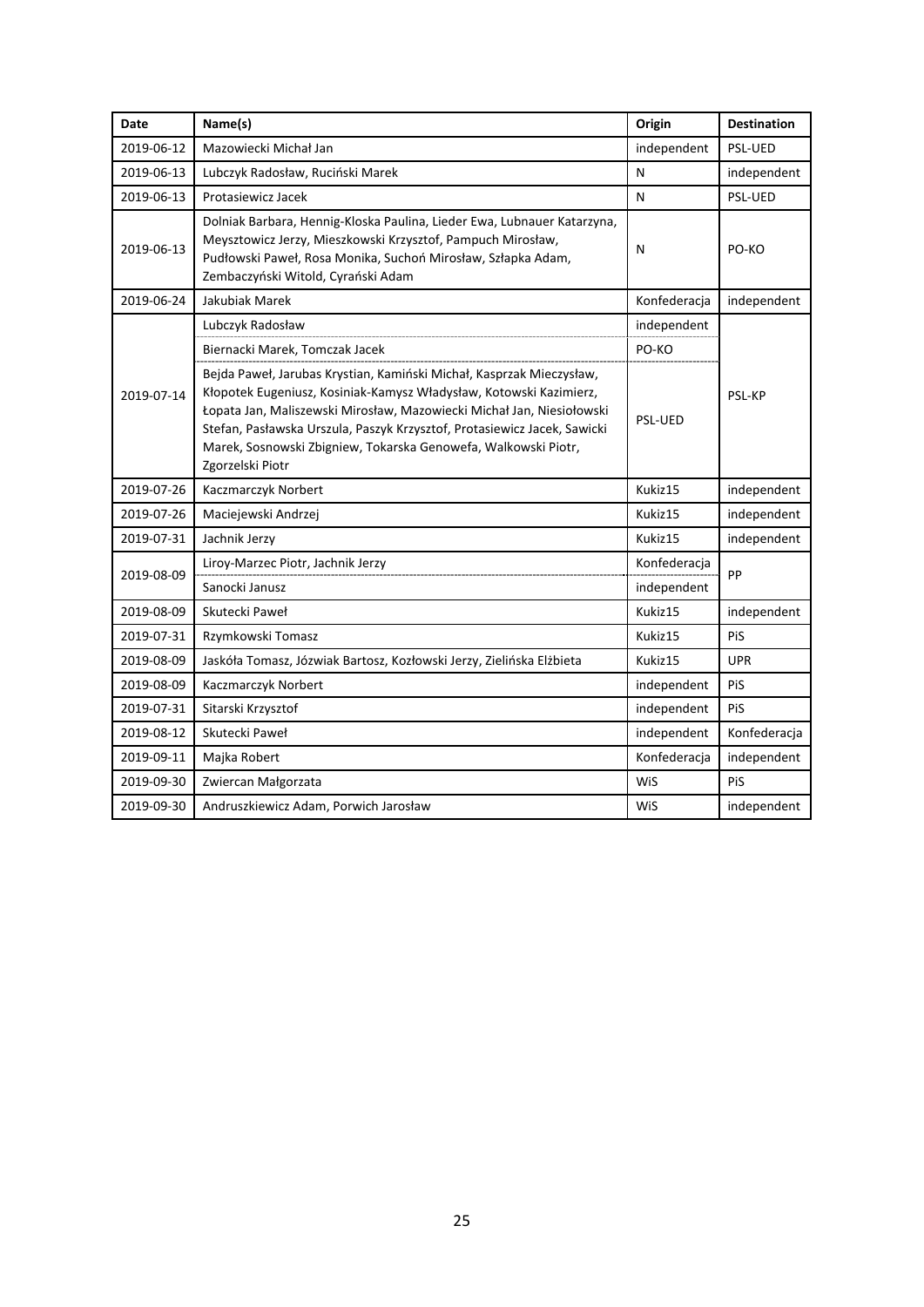| Date | Name(s) | Origin | Destination |
|---|---|---|---|
| 2019-06-12 | Mazowiecki Michał Jan | independent | PSL-UED |
| 2019-06-13 | Lubczyk Radosław, Ruciński Marek | N | independent |
| 2019-06-13 | Protasiewicz Jacek | N | PSL-UED |
| 2019-06-13 | Dolniak Barbara, Hennig-Kloska Paulina, Lieder Ewa, Lubnauer Katarzyna, Meysztowicz Jerzy, Mieszkowski Krzysztof, Pampuch Mirosław, Pudłowski Paweł, Rosa Monika, Suchoń Mirosław, Szłapka Adam, Zembaczyński Witold, Cyrański Adam | N | PO-KO |
| 2019-06-24 | Jakubiak Marek | Konfederacja | independent |
| 2019-07-14 | Lubczyk Radosław | independent | PSL-KP |
| | Biernacki Marek, Tomczak Jacek | PO-KO | |
| | Bejda Paweł, Jarubas Krystian, Kamiński Michał, Kasprzak Mieczysław, Kłopotek Eugeniusz, Kosiniak-Kamysz Władysław, Kotowski Kazimierz, Łopata Jan, Maliszewski Mirosław, Mazowiecki Michał Jan, Niesiołowski Stefan, Pasławska Urszula, Paszyk Krzysztof, Protasiewicz Jacek, Sawicki Marek, Sosnowski Zbigniew, Tokarska Genowefa, Walkowski Piotr, Zgorzelski Piotr | PSL-UED | |
| 2019-07-26 | Kaczmarczyk Norbert | Kukiz15 | independent |
| 2019-07-26 | Maciejewski Andrzej | Kukiz15 | independent |
| 2019-07-31 | Jachnik Jerzy | Kukiz15 | independent |
| 2019-08-09 | Liroy-Marzec Piotr, Jachnik Jerzy | Konfederacja | PP |
| | Sanocki Janusz | independent | |
| 2019-08-09 | Skutecki Paweł | Kukiz15 | independent |
| 2019-07-31 | Rzymkowski Tomasz | Kukiz15 | PiS |
| 2019-08-09 | Jaskóła Tomasz, Józwiak Bartosz, Kozłowski Jerzy, Zielińska Elżbieta | Kukiz15 | UPR |
| 2019-08-09 | Kaczmarczyk Norbert | independent | PiS |
| 2019-07-31 | Sitarski Krzysztof | independent | PiS |
| 2019-08-12 | Skutecki Paweł | independent | Konfederacja |
| 2019-09-11 | Majka Robert | Konfederacja | independent |
| 2019-09-30 | Zwiercan Małgorzata | WiS | PiS |
| 2019-09-30 | Andruszkiewicz Adam, Porwich Jarosław | WiS | independent |